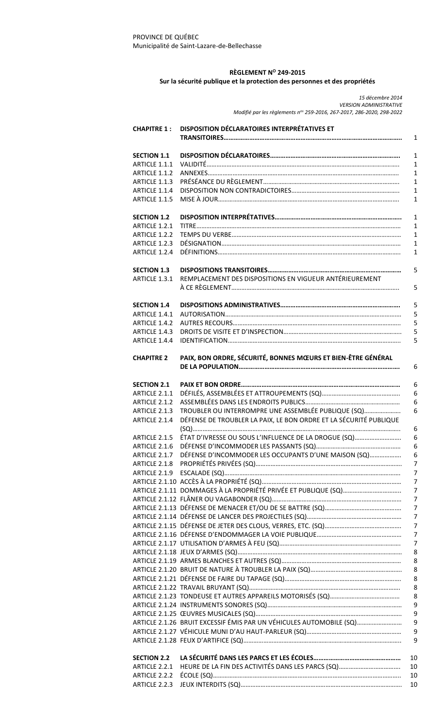PROVINCE DE QUÉBEC
Municipalité de Saint-Lazare-de-Bellechasse

**RÈGLEMENT N$^{O}$ 249-2015**
**Sur la sécurité publique et la protection des personnes et des propriétés**

*15 décembre 2014*
*VERSION ADMINISTRATIVE*
*Modifié par les règlements n$^{os}$ 259-2016, 267-2017, 286-2020, 298-2022*

| | | |
|---|---|---|
| **CHAPITRE 1 :** | **DISPOSITION DÉCLARATOIRES INTERPRÉTATIVES ET TRANSITOIRES……………………………………………………………………………** | 1 |
| | | |
| **SECTION 1.1** | **DISPOSITION DÉCLARATOIRES……………………………………………………………** | 1 |
| ARTICLE 1.1.1 | VALIDITÉ………………………………………………………………………………………… | 1 |
| ARTICLE 1.1.2 | ANNEXES………………………………………………………………………………………… | 1 |
| ARTICLE 1.1.3 | PRÉSÉANCE DU RÈGLEMENT………………………………………………………………… | 1 |
| ARTICLE 1.1.4 | DISPOSITION NON CONTRADICTOIRES……………………………………………………. | 1 |
| ARTICLE 1.1.5 | MISE À JOUR…………………………………………………………………………………… | 1 |
| | | |
| **SECTION 1.2** | **DISPOSITION INTERPRÉTATIVES…………………………………………………………** | 1 |
| ARTICLE 1.2.1 | TITRE……………………………………………………………………………………………… | 1 |
| ARTICLE 1.2.2 | TEMPS DU VERBE……………………………………………………………………………… | 1 |
| ARTICLE 1.2.3 | DÉSIGNATION…………………………………………………………………………………… | 1 |
| ARTICLE 1.2.4 | DÉFINITIONS……………………………………………………………………………………… | 1 |
| | | |
| **SECTION 1.3** | **DISPOSITIONS TRANSITOIRES………………………………………………………………** | 5 |
| ARTICLE 1.3.1 | REMPLACEMENT DES DISPOSITIONS EN VIGUEUR ANTÉRIEUREMENT À CE RÈGLEMENT………………………………………………………………………………… | 5 |
| | | |
| **SECTION 1.4** | **DISPOSITIONS ADMINISTRATIVES…………………………………………………………** | 5 |
| ARTICLE 1.4.1 | AUTORISATION…………………………………………………………………………………… | 5 |
| ARTICLE 1.4.2 | AUTRES RECOURS……………………………………………………………………………… | 5 |
| ARTICLE 1.4.3 | DROITS DE VISITE ET D'INSPECTION………………………………………………………. | 5 |
| ARTICLE 1.4.4 | IDENTIFICATION………………………………………………………………………………… | 5 |
| | | |
| **CHAPITRE 2** | **PAIX, BON ORDRE, SÉCURITÉ, BONNES MŒURS ET BIEN-ÊTRE GÉNÉRAL DE LA POPULATION………………………………………………………………………………** | 6 |
| | | |
| **SECTION 2.1** | **PAIX ET BON ORDRE…………………………………………………………………………** | 6 |
| ARTICLE 2.1.1 | DÉFILÉS, ASSEMBLÉES ET ATTROUPEMENTS (SQ)………………………………………… | 6 |
| ARTICLE 2.1.2 | ASSEMBLÉES DANS LES ENDROITS PUBLICS………………………………………………… | 6 |
| ARTICLE 2.1.3 | TROUBLER OU INTERROMPRE UNE ASSEMBLÉE PUBLIQUE (SQ)………………… | 6 |
| ARTICLE 2.1.4 | DÉFENSE DE TROUBLER LA PAIX, LE BON ORDRE ET LA SÉCURITÉ PUBLIQUE (SQ)………………………………………………………………………………………………… | 6 |
| ARTICLE 2.1.5 | ÉTAT D'IVRESSE OU SOUS L'INFLUENCE DE LA DROGUE (SQ)………………………… | 6 |
| ARTICLE 2.1.6 | DÉFENSE D'INCOMMODER LES PASSANTS (SQ)……………………………………………… | 6 |
| ARTICLE 2.1.7 | DÉFENSE D'INCOMMODER LES OCCUPANTS D'UNE MAISON (SQ)……………… | 6 |
| ARTICLE 2.1.8 | PROPRIÉTÉS PRIVÉES (SQ)……………………………………………………………………… | 7 |
| ARTICLE 2.1.9 | ESCALADE (SQ)…………………………………………………………………………………… | 7 |
| ARTICLE 2.1.10 | ACCÈS À LA PROPRIÉTÉ (SQ)…………………………………………………………………… | 7 |
| ARTICLE 2.1.11 | DOMMAGES À LA PROPRIÉTÉ PRIVÉE ET PUBLIQUE (SQ)……………………………… | 7 |
| ARTICLE 2.1.12 | FLÂNER OU VAGABONDER (SQ)………………………………………………………………… | 7 |
| ARTICLE 2.1.13 | DÉFENSE DE MENACER ET/OU DE SE BATTRE (SQ)……………………………………… | 7 |
| ARTICLE 2.1.14 | DÉFENSE DE LANCER DES PROJECTILES (SQ)……………………………………………… | 7 |
| ARTICLE 2.1.15 | DÉFENSE DE JETER DES CLOUS, VERRES, ETC. (SQ)……………………………………… | 7 |
| ARTICLE 2.1.16 | DÉFENSE D'ENDOMMAGER LA VOIE PUBLIQUE…………………………………………… | 7 |
| ARTICLE 2.1.17 | UTILISATION D'ARMES À FEU (SQ)…………………………………………………………… | 7 |
| ARTICLE 2.1.18 | JEUX D'ARMES (SQ)………………………………………………………………………………… | 8 |
| ARTICLE 2.1.19 | ARMES BLANCHES ET AUTRES (SQ)…………………………………………………………… | 8 |
| ARTICLE 2.1.20 | BRUIT DE NATURE À TROUBLER LA PAIX (SQ)……………………………………………… | 8 |
| ARTICLE 2.1.21 | DÉFENSE DE FAIRE DU TAPAGE (SQ)………………………………………………………… | 8 |
| ARTICLE 2.1.22 | TRAVAIL BRUYANT (SQ)…………………………………………………………………………… | 8 |
| ARTICLE 2.1.23 | TONDEUSE ET AUTRES APPAREILS MOTORISÉS (SQ)……………………………………… | 8 |
| ARTICLE 2.1.24 | INSTRUMENTS SONORES (SQ)…………………………………………………………………… | 9 |
| ARTICLE 2.1.25 | ŒUVRES MUSICALES (SQ)………………………………………………………………………… | 9 |
| ARTICLE 2.1.26 | BRUIT EXCESSIF ÉMIS PAR UN VÉHICULES AUTOMOBILE (SQ)……………………… | 9 |
| ARTICLE 2.1.27 | VÉHICULE MUNI D'AU HAUT-PARLEUR (SQ)………………………………………………… | 9 |
| ARTICLE 2.1.28 | FEUX D'ARTIFICE (SQ)……………………………………………………………………………… | 9 |
| | | |
| **SECTION 2.2** | **LA SÉCURITÉ DANS LES PARCS ET LES ÉCOLES…………………………………………** | 10 |
| ARTICLE 2.2.1 | HEURE DE LA FIN DES ACTIVITÉS DANS LES PARCS (SQ)……………………………… | 10 |
| ARTICLE 2.2.2 | ÉCOLE (SQ)………………………………………………………………………………………… | 10 |
| ARTICLE 2.2.3 | JEUX INTERDITS (SQ)……………………………………………………………………………… | 10 |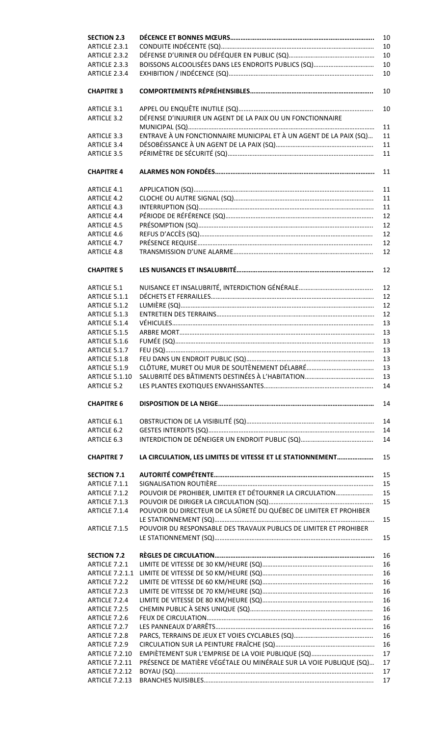| | | |
|---|---|---|
| **SECTION 2.3** | **DÉCENCE ET BONNES MŒURS** | 10 |
| ARTICLE 2.3.1 | CONDUITE INDÉCENTE (SQ) | 10 |
| ARTICLE 2.3.2 | DÉFENSE D'URINER OU DÉFÉQUER EN PUBLIC (SQ) | 10 |
| ARTICLE 2.3.3 | BOISSONS ALCOOLISÉES DANS LES ENDROITS PUBLICS (SQ) | 10 |
| ARTICLE 2.3.4 | EXHIBITION / INDÉCENCE (SQ) | 10 |
| **CHAPITRE 3** | **COMPORTEMENTS RÉPRÉHENSIBLES** | 10 |
| ARTICLE 3.1 | APPEL OU ENQUÊTE INUTILE (SQ) | 10 |
| ARTICLE 3.2 | DÉFENSE D'INJURIER UN AGENT DE LA PAIX OU UN FONCTIONNAIRE MUNICIPAL (SQ) | 11 |
| ARTICLE 3.3 | ENTRAVE À UN FONCTIONNAIRE MUNICIPAL ET À UN AGENT DE LA PAIX (SQ) | 11 |
| ARTICLE 3.4 | DÉSOBÉISSANCE À UN AGENT DE LA PAIX (SQ) | 11 |
| ARTICLE 3.5 | PÉRIMÈTRE DE SÉCURITÉ (SQ) | 11 |
| **CHAPITRE 4** | **ALARMES NON FONDÉES** | 11 |
| ARTICLE 4.1 | APPLICATION (SQ) | 11 |
| ARTICLE 4.2 | CLOCHE OU AUTRE SIGNAL (SQ) | 11 |
| ARTICLE 4.3 | INTERRUPTION (SQ) | 11 |
| ARTICLE 4.4 | PÉRIODE DE RÉFÉRENCE (SQ) | 12 |
| ARTICLE 4.5 | PRÉSOMPTION (SQ) | 12 |
| ARTICLE 4.6 | REFUS D'ACCÈS (SQ) | 12 |
| ARTICLE 4.7 | PRÉSENCE REQUISE | 12 |
| ARTICLE 4.8 | TRANSMISSION D'UNE ALARME | 12 |
| **CHAPITRE 5** | **LES NUISANCES ET INSALUBRITÉ** | 12 |
| ARTICLE 5.1 | NUISANCE ET INSALUBRITÉ, INTERDICTION GÉNÉRALE | 12 |
| ARTICLE 5.1.1 | DÉCHETS ET FERRAILLES | 12 |
| ARTICLE 5.1.2 | LUMIÈRE (SQ) | 12 |
| ARTICLE 5.1.3 | ENTRETIEN DES TERRAINS | 12 |
| ARTICLE 5.1.4 | VÉHICULES | 13 |
| ARTICLE 5.1.5 | ARBRE MORT | 13 |
| ARTICLE 5.1.6 | FUMÉE (SQ) | 13 |
| ARTICLE 5.1.7 | FEU (SQ) | 13 |
| ARTICLE 5.1.8 | FEU DANS UN ENDROIT PUBLIC (SQ) | 13 |
| ARTICLE 5.1.9 | CLÔTURE, MURET OU MUR DE SOUTÈNEMENT DÉLABRÉ | 13 |
| ARTICLE 5.1.10 | SALUBRITÉ DES BÂTIMENTS DESTINÉES À L'HABITATION | 13 |
| ARTICLE 5.2 | LES PLANTES EXOTIQUES ENVAHISSANTES | 14 |
| **CHAPITRE 6** | **DISPOSITION DE LA NEIGE** | 14 |
| ARTICLE 6.1 | OBSTRUCTION DE LA VISIBILITÉ (SQ) | 14 |
| ARTICLE 6.2 | GESTES INTERDITS (SQ) | 14 |
| ARTICLE 6.3 | INTERDICTION DE DÉNEIGER UN ENDROIT PUBLIC (SQ) | 14 |
| **CHAPITRE 7** | **LA CIRCULATION, LES LIMITES DE VITESSE ET LE STATIONNEMENT** | 15 |
| **SECTION 7.1** | **AUTORITÉ COMPÉTENTE** | 15 |
| ARTICLE 7.1.1 | SIGNALISATION ROUTIÈRE | 15 |
| ARTICLE 7.1.2 | POUVOIR DE PROHIBER, LIMITER ET DÉTOURNER LA CIRCULATION | 15 |
| ARTICLE 7.1.3 | POUVOIR DE DIRIGER LA CIRCULATION (SQ) | 15 |
| ARTICLE 7.1.4 | POUVOIR DU DIRECTEUR DE LA SÛRETÉ DU QUÉBEC DE LIMITER ET PROHIBER LE STATIONNEMENT (SQ) | 15 |
| ARTICLE 7.1.5 | POUVOIR DU RESPONSABLE DES TRAVAUX PUBLICS DE LIMITER ET PROHIBER LE STATIONNEMENT (SQ) | 15 |
| **SECTION 7.2** | **RÈGLES DE CIRCULATION** | 16 |
| ARTICLE 7.2.1 | LIMITE DE VITESSE DE 30 KM/HEURE (SQ) | 16 |
| ARTICLE 7.2.1.1 | LIMITE DE VITESSE DE 50 KM/HEURE (SQ) | 16 |
| ARTICLE 7.2.2 | LIMITE DE VITESSE DE 60 KM/HEURE (SQ) | 16 |
| ARTICLE 7.2.3 | LIMITE DE VITESSE DE 70 KM/HEURE (SQ) | 16 |
| ARTICLE 7.2.4 | LIMITE DE VITESSE DE 80 KM/HEURE (SQ) | 16 |
| ARTICLE 7.2.5 | CHEMIN PUBLIC À SENS UNIQUE (SQ) | 16 |
| ARTICLE 7.2.6 | FEUX DE CIRCULATION | 16 |
| ARTICLE 7.2.7 | LES PANNEAUX D'ARRÊTS | 16 |
| ARTICLE 7.2.8 | PARCS, TERRAINS DE JEUX ET VOIES CYCLABLES (SQ) | 16 |
| ARTICLE 7.2.9 | CIRCULATION SUR LA PEINTURE FRAÎCHE (SQ) | 16 |
| ARTICLE 7.2.10 | EMPIÈTEMENT SUR L'EMPRISE DE LA VOIE PUBLIQUE (SQ) | 17 |
| ARTICLE 7.2.11 | PRÉSENCE DE MATIÈRE VÉGÉTALE OU MINÉRALE SUR LA VOIE PUBLIQUE (SQ) | 17 |
| ARTICLE 7.2.12 | BOYAU (SQ) | 17 |
| ARTICLE 7.2.13 | BRANCHES NUISIBLES | 17 |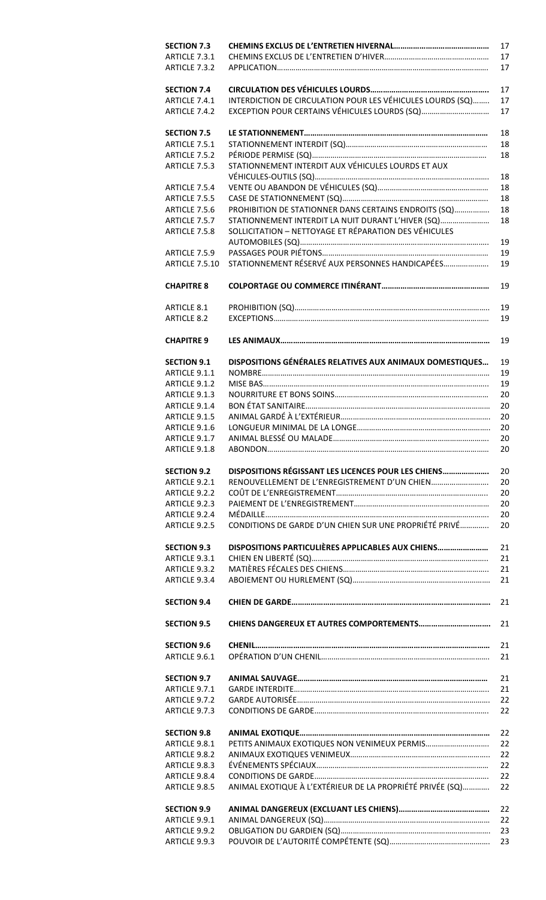| | | |
|---|---|---|
| **SECTION 7.3** | **CHEMINS EXCLUS DE L'ENTRETIEN HIVERNAL** | 17 |
| ARTICLE 7.3.1 | CHEMINS EXCLUS DE L'ENTRETIEN D'HIVER | 17 |
| ARTICLE 7.3.2 | APPLICATION | 17 |
| | | |
| **SECTION 7.4** | **CIRCULATION DES VÉHICULES LOURDS** | 17 |
| ARTICLE 7.4.1 | INTERDICTION DE CIRCULATION POUR LES VÉHICULES LOURDS (SQ) | 17 |
| ARTICLE 7.4.2 | EXCEPTION POUR CERTAINS VÉHICULES LOURDS (SQ) | 17 |
| | | |
| **SECTION 7.5** | **LE STATIONNEMENT** | 18 |
| ARTICLE 7.5.1 | STATIONNEMENT INTERDIT (SQ) | 18 |
| ARTICLE 7.5.2 | PÉRIODE PERMISE (SQ) | 18 |
| ARTICLE 7.5.3 | STATIONNEMENT INTERDIT AUX VÉHICULES LOURDS ET AUX VÉHICULES-OUTILS (SQ) | 18 |
| ARTICLE 7.5.4 | VENTE OU ABANDON DE VÉHICULES (SQ) | 18 |
| ARTICLE 7.5.5 | CASE DE STATIONNEMENT (SQ) | 18 |
| ARTICLE 7.5.6 | PROHIBITION DE STATIONNER DANS CERTAINS ENDROITS (SQ) | 18 |
| ARTICLE 7.5.7 | STATIONNEMENT INTERDIT LA NUIT DURANT L'HIVER (SQ) | 18 |
| ARTICLE 7.5.8 | SOLLICITATION – NETTOYAGE ET RÉPARATION DES VÉHICULES AUTOMOBILES (SQ) | 19 |
| ARTICLE 7.5.9 | PASSAGES POUR PIÉTONS | 19 |
| ARTICLE 7.5.10 | STATIONNEMENT RÉSERVÉ AUX PERSONNES HANDICAPÉES | 19 |
| | | |
| **CHAPITRE 8** | **COLPORTAGE OU COMMERCE ITINÉRANT** | 19 |
| | | |
| ARTICLE 8.1 | PROHIBITION (SQ) | 19 |
| ARTICLE 8.2 | EXCEPTIONS | 19 |
| | | |
| **CHAPITRE 9** | **LES ANIMAUX** | 19 |
| | | |
| **SECTION 9.1** | **DISPOSITIONS GÉNÉRALES RELATIVES AUX ANIMAUX DOMESTIQUES** | 19 |
| ARTICLE 9.1.1 | NOMBRE | 19 |
| ARTICLE 9.1.2 | MISE BAS | 19 |
| ARTICLE 9.1.3 | NOURRITURE ET BONS SOINS | 20 |
| ARTICLE 9.1.4 | BON ÉTAT SANITAIRE | 20 |
| ARTICLE 9.1.5 | ANIMAL GARDÉ À L'EXTÉRIEUR | 20 |
| ARTICLE 9.1.6 | LONGUEUR MINIMAL DE LA LONGE | 20 |
| ARTICLE 9.1.7 | ANIMAL BLESSÉ OU MALADE | 20 |
| ARTICLE 9.1.8 | ABONDON | 20 |
| | | |
| **SECTION 9.2** | **DISPOSITIONS RÉGISSANT LES LICENCES POUR LES CHIENS** | 20 |
| ARTICLE 9.2.1 | RENOUVELLEMENT DE L'ENREGISTREMENT D'UN CHIEN | 20 |
| ARTICLE 9.2.2 | COÛT DE L'ENREGISTREMENT | 20 |
| ARTICLE 9.2.3 | PAIEMENT DE L'ENREGISTREMENT | 20 |
| ARTICLE 9.2.4 | MÉDAILLE | 20 |
| ARTICLE 9.2.5 | CONDITIONS DE GARDE D'UN CHIEN SUR UNE PROPRIÉTÉ PRIVÉ | 20 |
| | | |
| **SECTION 9.3** | **DISPOSITIONS PARTICULIÈRES APPLICABLES AUX CHIENS** | 21 |
| ARTICLE 9.3.1 | CHIEN EN LIBERTÉ (SQ) | 21 |
| ARTICLE 9.3.2 | MATIÈRES FÉCALES DES CHIENS | 21 |
| ARTICLE 9.3.4 | ABOIEMENT OU HURLEMENT (SQ) | 21 |
| | | |
| **SECTION 9.4** | **CHIEN DE GARDE** | 21 |
| | | |
| **SECTION 9.5** | **CHIENS DANGEREUX ET AUTRES COMPORTEMENTS** | 21 |
| | | |
| **SECTION 9.6** | **CHENIL** | 21 |
| ARTICLE 9.6.1 | OPÉRATION D'UN CHENIL | 21 |
| | | |
| **SECTION 9.7** | **ANIMAL SAUVAGE** | 21 |
| ARTICLE 9.7.1 | GARDE INTERDITE | 21 |
| ARTICLE 9.7.2 | GARDE AUTORISÉE | 22 |
| ARTICLE 9.7.3 | CONDITIONS DE GARDE | 22 |
| | | |
| **SECTION 9.8** | **ANIMAL EXOTIQUE** | 22 |
| ARTICLE 9.8.1 | PETITS ANIMAUX EXOTIQUES NON VENIMEUX PERMIS | 22 |
| ARTICLE 9.8.2 | ANIMAUX EXOTIQUES VENIMEUX | 22 |
| ARTICLE 9.8.3 | ÉVÉNEMENTS SPÉCIAUX | 22 |
| ARTICLE 9.8.4 | CONDITIONS DE GARDE | 22 |
| ARTICLE 9.8.5 | ANIMAL EXOTIQUE À L'EXTÉRIEUR DE LA PROPRIÉTÉ PRIVÉE (SQ) | 22 |
| | | |
| **SECTION 9.9** | **ANIMAL DANGEREUX (EXCLUANT LES CHIENS)** | 22 |
| ARTICLE 9.9.1 | ANIMAL DANGEREUX (SQ) | 22 |
| ARTICLE 9.9.2 | OBLIGATION DU GARDIEN (SQ) | 23 |
| ARTICLE 9.9.3 | POUVOIR DE L'AUTORITÉ COMPÉTENTE (SQ) | 23 |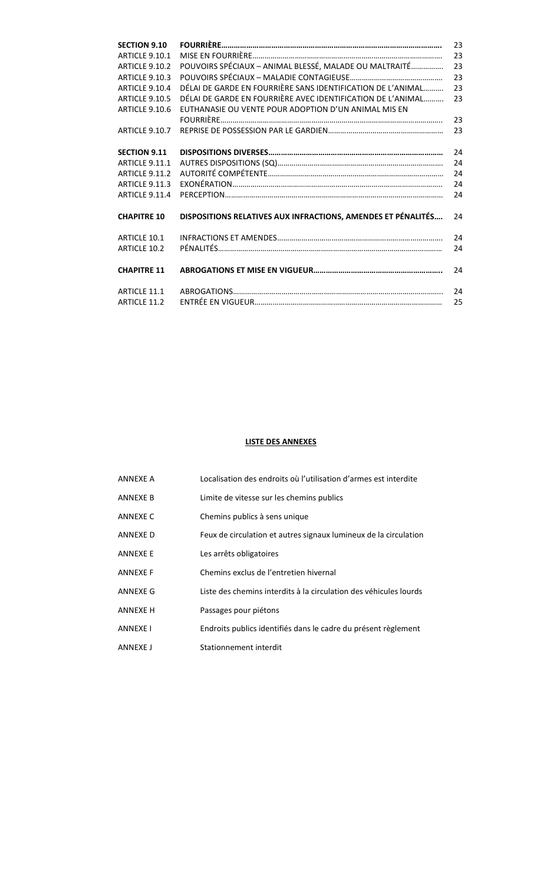| | | |
|---|---|---|
| **SECTION 9.10** | **FOURRIÈRE** | 23 |
| ARTICLE 9.10.1 | MISE EN FOURRIÈRE | 23 |
| ARTICLE 9.10.2 | POUVOIRS SPÉCIAUX – ANIMAL BLESSÉ, MALADE OU MALTRAITÉ | 23 |
| ARTICLE 9.10.3 | POUVOIRS SPÉCIAUX – MALADIE CONTAGIEUSE | 23 |
| ARTICLE 9.10.4 | DÉLAI DE GARDE EN FOURRIÈRE SANS IDENTIFICATION DE L'ANIMAL | 23 |
| ARTICLE 9.10.5 | DÉLAI DE GARDE EN FOURRIÈRE AVEC IDENTIFICATION DE L'ANIMAL | 23 |
| ARTICLE 9.10.6 | EUTHANASIE OU VENTE POUR ADOPTION D'UN ANIMAL MIS EN FOURRIÈRE | 23 |
| ARTICLE 9.10.7 | REPRISE DE POSSESSION PAR LE GARDIEN | 23 |
| **SECTION 9.11** | **DISPOSITIONS DIVERSES** | 24 |
| ARTICLE 9.11.1 | AUTRES DISPOSITIONS (SQ) | 24 |
| ARTICLE 9.11.2 | AUTORITÉ COMPÉTENTE | 24 |
| ARTICLE 9.11.3 | EXONÉRATION | 24 |
| ARTICLE 9.11.4 | PERCEPTION | 24 |
| **CHAPITRE 10** | **DISPOSITIONS RELATIVES AUX INFRACTIONS, AMENDES ET PÉNALITÉS** | 24 |
| ARTICLE 10.1 | INFRACTIONS ET AMENDES | 24 |
| ARTICLE 10.2 | PÉNALITÉS | 24 |
| **CHAPITRE 11** | **ABROGATIONS ET MISE EN VIGUEUR** | 24 |
| ARTICLE 11.1 | ABROGATIONS | 24 |
| ARTICLE 11.2 | ENTRÉE EN VIGUEUR | 25 |

**LISTE DES ANNEXES**

| | |
|---|---|
| ANNEXE A | Localisation des endroits où l'utilisation d'armes est interdite |
| ANNEXE B | Limite de vitesse sur les chemins publics |
| ANNEXE C | Chemins publics à sens unique |
| ANNEXE D | Feux de circulation et autres signaux lumineux de la circulation |
| ANNEXE E | Les arrêts obligatoires |
| ANNEXE F | Chemins exclus de l'entretien hivernal |
| ANNEXE G | Liste des chemins interdits à la circulation des véhicules lourds |
| ANNEXE H | Passages pour piétons |
| ANNEXE I | Endroits publics identifiés dans le cadre du présent règlement |
| ANNEXE J | Stationnement interdit |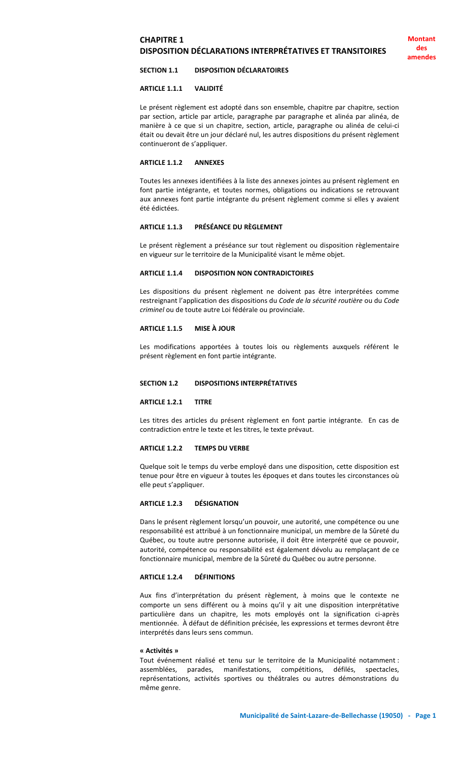# CHAPITRE 1
# DISPOSITION DÉCLARATIONS INTERPRÉTATIVES ET TRANSITOIRES

**Montant des amendes**

## SECTION 1.1 DISPOSITION DÉCLARATOIRES

### ARTICLE 1.1.1 VALIDITÉ

Le présent règlement est adopté dans son ensemble, chapitre par chapitre, section par section, article par article, paragraphe par paragraphe et alinéa par alinéa, de manière à ce que si un chapitre, section, article, paragraphe ou alinéa de celui-ci était ou devait être un jour déclaré nul, les autres dispositions du présent règlement continueront de s'appliquer.

### ARTICLE 1.1.2 ANNEXES

Toutes les annexes identifiées à la liste des annexes jointes au présent règlement en font partie intégrante, et toutes normes, obligations ou indications se retrouvant aux annexes font partie intégrante du présent règlement comme si elles y avaient été édictées.

### ARTICLE 1.1.3 PRÉSÉANCE DU RÈGLEMENT

Le présent règlement a préséance sur tout règlement ou disposition règlementaire en vigueur sur le territoire de la Municipalité visant le même objet.

### ARTICLE 1.1.4 DISPOSITION NON CONTRADICTOIRES

Les dispositions du présent règlement ne doivent pas être interprétées comme restreignant l'application des dispositions du *Code de la sécurité routière* ou du *Code criminel* ou de toute autre Loi fédérale ou provinciale.

### ARTICLE 1.1.5 MISE À JOUR

Les modifications apportées à toutes lois ou règlements auxquels réfèrent le présent règlement en font partie intégrante.

## SECTION 1.2 DISPOSITIONS INTERPRÉTATIVES

### ARTICLE 1.2.1 TITRE

Les titres des articles du présent règlement en font partie intégrante. En cas de contradiction entre le texte et les titres, le texte prévaut.

### ARTICLE 1.2.2 TEMPS DU VERBE

Quelque soit le temps du verbe employé dans une disposition, cette disposition est tenue pour être en vigueur à toutes les époques et dans toutes les circonstances où elle peut s'appliquer.

### ARTICLE 1.2.3 DÉSIGNATION

Dans le présent règlement lorsqu'un pouvoir, une autorité, une compétence ou une responsabilité est attribué à un fonctionnaire municipal, un membre de la Sûreté du Québec, ou toute autre personne autorisée, il doit être interprété que ce pouvoir, autorité, compétence ou responsabilité est également dévolu au remplaçant de ce fonctionnaire municipal, membre de la Sûreté du Québec ou autre personne.

### ARTICLE 1.2.4 DÉFINITIONS

Aux fins d'interprétation du présent règlement, à moins que le contexte ne comporte un sens différent ou à moins qu'il y ait une disposition interprétative particulière dans un chapitre, les mots employés ont la signification ci-après mentionnée. À défaut de définition précisée, les expressions et termes devront être interprétés dans leurs sens commun.

**« Activités »**
Tout événement réalisé et tenu sur le territoire de la Municipalité notamment : assemblées, parades, manifestations, compétitions, défilés, spectacles, représentations, activités sportives ou théâtrales ou autres démonstrations du même genre.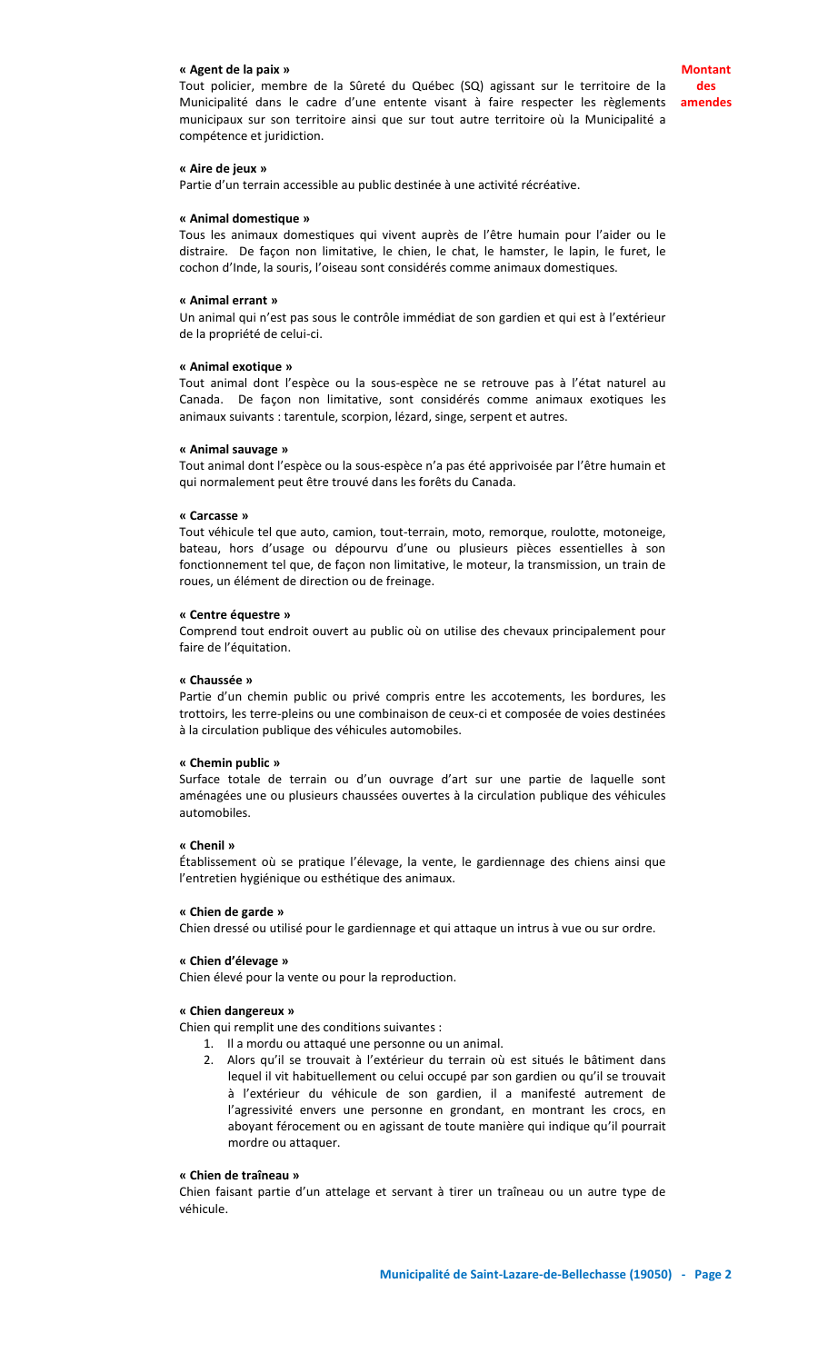**« Agent de la paix »**

Tout policier, membre de la Sûreté du Québec (SQ) agissant sur le territoire de la Municipalité dans le cadre d'une entente visant à faire respecter les règlements municipaux sur son territoire ainsi que sur tout autre territoire où la Municipalité a compétence et juridiction.

**Montant des amendes**

**« Aire de jeux »**

Partie d'un terrain accessible au public destinée à une activité récréative.

**« Animal domestique »**

Tous les animaux domestiques qui vivent auprès de l'être humain pour l'aider ou le distraire. De façon non limitative, le chien, le chat, le hamster, le lapin, le furet, le cochon d'Inde, la souris, l'oiseau sont considérés comme animaux domestiques.

**« Animal errant »**

Un animal qui n'est pas sous le contrôle immédiat de son gardien et qui est à l'extérieur de la propriété de celui-ci.

**« Animal exotique »**

Tout animal dont l'espèce ou la sous-espèce ne se retrouve pas à l'état naturel au Canada. De façon non limitative, sont considérés comme animaux exotiques les animaux suivants : tarentule, scorpion, lézard, singe, serpent et autres.

**« Animal sauvage »**

Tout animal dont l'espèce ou la sous-espèce n'a pas été apprivoisée par l'être humain et qui normalement peut être trouvé dans les forêts du Canada.

**« Carcasse »**

Tout véhicule tel que auto, camion, tout-terrain, moto, remorque, roulotte, motoneige, bateau, hors d'usage ou dépourvu d'une ou plusieurs pièces essentielles à son fonctionnement tel que, de façon non limitative, le moteur, la transmission, un train de roues, un élément de direction ou de freinage.

**« Centre équestre »**

Comprend tout endroit ouvert au public où on utilise des chevaux principalement pour faire de l'équitation.

**« Chaussée »**

Partie d'un chemin public ou privé compris entre les accotements, les bordures, les trottoirs, les terre-pleins ou une combinaison de ceux-ci et composée de voies destinées à la circulation publique des véhicules automobiles.

**« Chemin public »**

Surface totale de terrain ou d'un ouvrage d'art sur une partie de laquelle sont aménagées une ou plusieurs chaussées ouvertes à la circulation publique des véhicules automobiles.

**« Chenil »**

Établissement où se pratique l'élevage, la vente, le gardiennage des chiens ainsi que l'entretien hygiénique ou esthétique des animaux.

**« Chien de garde »**

Chien dressé ou utilisé pour le gardiennage et qui attaque un intrus à vue ou sur ordre.

**« Chien d'élevage »**

Chien élevé pour la vente ou pour la reproduction.

**« Chien dangereux »**

Chien qui remplit une des conditions suivantes :

1. Il a mordu ou attaqué une personne ou un animal.
2. Alors qu'il se trouvait à l'extérieur du terrain où est situés le bâtiment dans lequel il vit habituellement ou celui occupé par son gardien ou qu'il se trouvait à l'extérieur du véhicule de son gardien, il a manifesté autrement de l'agressivité envers une personne en grondant, en montrant les crocs, en aboyant férocement ou en agissant de toute manière qui indique qu'il pourrait mordre ou attaquer.

**« Chien de traîneau »**

Chien faisant partie d'un attelage et servant à tirer un traîneau ou un autre type de véhicule.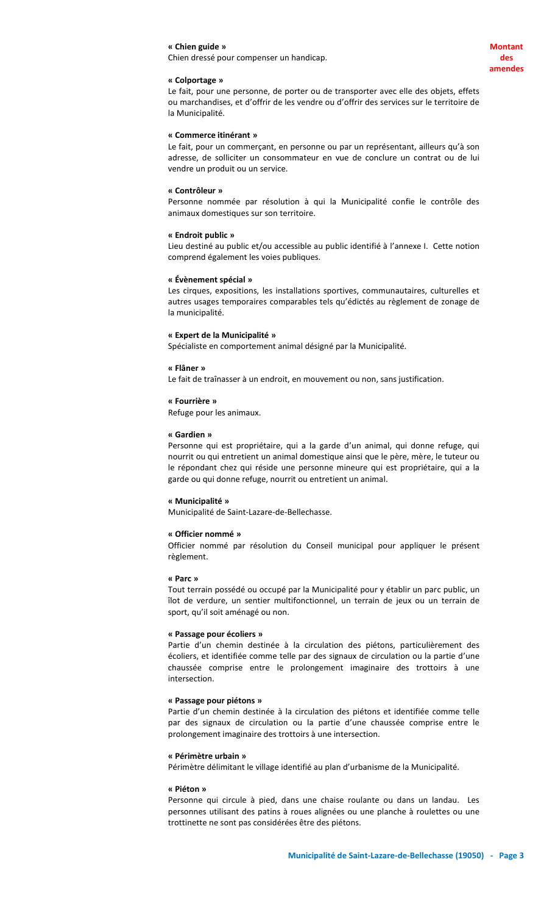**Montant des amendes**

**« Chien guide »**
Chien dressé pour compenser un handicap.

**« Colportage »**
Le fait, pour une personne, de porter ou de transporter avec elle des objets, effets ou marchandises, et d'offrir de les vendre ou d'offrir des services sur le territoire de la Municipalité.

**« Commerce itinérant »**
Le fait, pour un commerçant, en personne ou par un représentant, ailleurs qu'à son adresse, de solliciter un consommateur en vue de conclure un contrat ou de lui vendre un produit ou un service.

**« Contrôleur »**
Personne nommée par résolution à qui la Municipalité confie le contrôle des animaux domestiques sur son territoire.

**« Endroit public »**
Lieu destiné au public et/ou accessible au public identifié à l'annexe I. Cette notion comprend également les voies publiques.

**« Évènement spécial »**
Les cirques, expositions, les installations sportives, communautaires, culturelles et autres usages temporaires comparables tels qu'édictés au règlement de zonage de la municipalité.

**« Expert de la Municipalité »**
Spécialiste en comportement animal désigné par la Municipalité.

**« Flâner »**
Le fait de traînasser à un endroit, en mouvement ou non, sans justification.

**« Fourrière »**
Refuge pour les animaux.

**« Gardien »**
Personne qui est propriétaire, qui a la garde d'un animal, qui donne refuge, qui nourrit ou qui entretient un animal domestique ainsi que le père, mère, le tuteur ou le répondant chez qui réside une personne mineure qui est propriétaire, qui a la garde ou qui donne refuge, nourrit ou entretient un animal.

**« Municipalité »**
Municipalité de Saint-Lazare-de-Bellechasse.

**« Officier nommé »**
Officier nommé par résolution du Conseil municipal pour appliquer le présent règlement.

**« Parc »**
Tout terrain possédé ou occupé par la Municipalité pour y établir un parc public, un îlot de verdure, un sentier multifonctionnel, un terrain de jeux ou un terrain de sport, qu'il soit aménagé ou non.

**« Passage pour écoliers »**
Partie d'un chemin destinée à la circulation des piétons, particulièrement des écoliers, et identifiée comme telle par des signaux de circulation ou la partie d'une chaussée comprise entre le prolongement imaginaire des trottoirs à une intersection.

**« Passage pour piétons »**
Partie d'un chemin destinée à la circulation des piétons et identifiée comme telle par des signaux de circulation ou la partie d'une chaussée comprise entre le prolongement imaginaire des trottoirs à une intersection.

**« Périmètre urbain »**
Périmètre délimitant le village identifié au plan d'urbanisme de la Municipalité.

**« Piéton »**
Personne qui circule à pied, dans une chaise roulante ou dans un landau. Les personnes utilisant des patins à roues alignées ou une planche à roulettes ou une trottinette ne sont pas considérées être des piétons.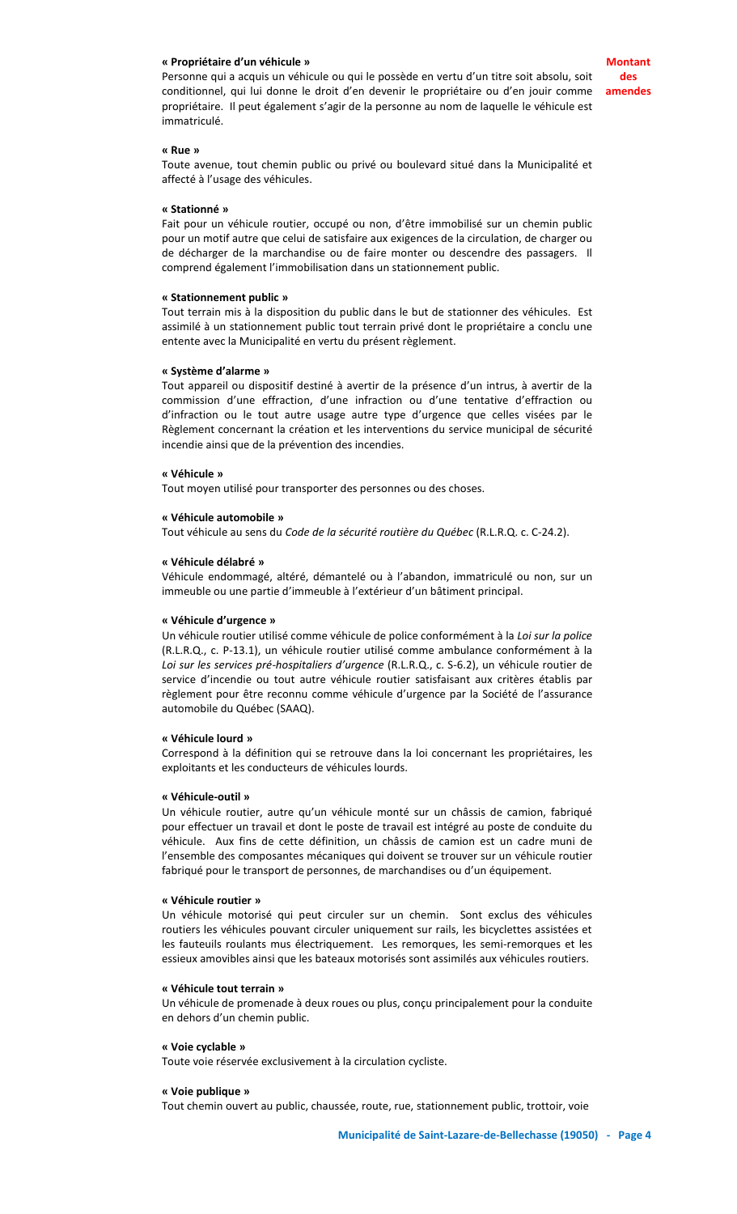**« Propriétaire d'un véhicule »**

Personne qui a acquis un véhicule ou qui le possède en vertu d'un titre soit absolu, soit conditionnel, qui lui donne le droit d'en devenir le propriétaire ou d'en jouir comme propriétaire. Il peut également s'agir de la personne au nom de laquelle le véhicule est immatriculé.

**Montant des amendes**

**« Rue »**

Toute avenue, tout chemin public ou privé ou boulevard situé dans la Municipalité et affecté à l'usage des véhicules.

**« Stationné »**

Fait pour un véhicule routier, occupé ou non, d'être immobilisé sur un chemin public pour un motif autre que celui de satisfaire aux exigences de la circulation, de charger ou de décharger de la marchandise ou de faire monter ou descendre des passagers. Il comprend également l'immobilisation dans un stationnement public.

**« Stationnement public »**

Tout terrain mis à la disposition du public dans le but de stationner des véhicules. Est assimilé à un stationnement public tout terrain privé dont le propriétaire a conclu une entente avec la Municipalité en vertu du présent règlement.

**« Système d'alarme »**

Tout appareil ou dispositif destiné à avertir de la présence d'un intrus, à avertir de la commission d'une effraction, d'une infraction ou d'une tentative d'effraction ou d'infraction ou le tout autre usage autre type d'urgence que celles visées par le Règlement concernant la création et les interventions du service municipal de sécurité incendie ainsi que de la prévention des incendies.

**« Véhicule »**

Tout moyen utilisé pour transporter des personnes ou des choses.

**« Véhicule automobile »**

Tout véhicule au sens du *Code de la sécurité routière du Québec* (R.L.R.Q. c. C-24.2).

**« Véhicule délabré »**

Véhicule endommagé, altéré, démantelé ou à l'abandon, immatriculé ou non, sur un immeuble ou une partie d'immeuble à l'extérieur d'un bâtiment principal.

**« Véhicule d'urgence »**

Un véhicule routier utilisé comme véhicule de police conformément à la *Loi sur la police* (R.L.R.Q., c. P-13.1), un véhicule routier utilisé comme ambulance conformément à la *Loi sur les services pré-hospitaliers d'urgence* (R.L.R.Q., c. S-6.2), un véhicule routier de service d'incendie ou tout autre véhicule routier satisfaisant aux critères établis par règlement pour être reconnu comme véhicule d'urgence par la Société de l'assurance automobile du Québec (SAAQ).

**« Véhicule lourd »**

Correspond à la définition qui se retrouve dans la loi concernant les propriétaires, les exploitants et les conducteurs de véhicules lourds.

**« Véhicule-outil »**

Un véhicule routier, autre qu'un véhicule monté sur un châssis de camion, fabriqué pour effectuer un travail et dont le poste de travail est intégré au poste de conduite du véhicule. Aux fins de cette définition, un châssis de camion est un cadre muni de l'ensemble des composantes mécaniques qui doivent se trouver sur un véhicule routier fabriqué pour le transport de personnes, de marchandises ou d'un équipement.

**« Véhicule routier »**

Un véhicule motorisé qui peut circuler sur un chemin. Sont exclus des véhicules routiers les véhicules pouvant circuler uniquement sur rails, les bicyclettes assistées et les fauteuils roulants mus électriquement. Les remorques, les semi-remorques et les essieux amovibles ainsi que les bateaux motorisés sont assimilés aux véhicules routiers.

**« Véhicule tout terrain »**

Un véhicule de promenade à deux roues ou plus, conçu principalement pour la conduite en dehors d'un chemin public.

**« Voie cyclable »**

Toute voie réservée exclusivement à la circulation cycliste.

**« Voie publique »**

Tout chemin ouvert au public, chaussée, route, rue, stationnement public, trottoir, voie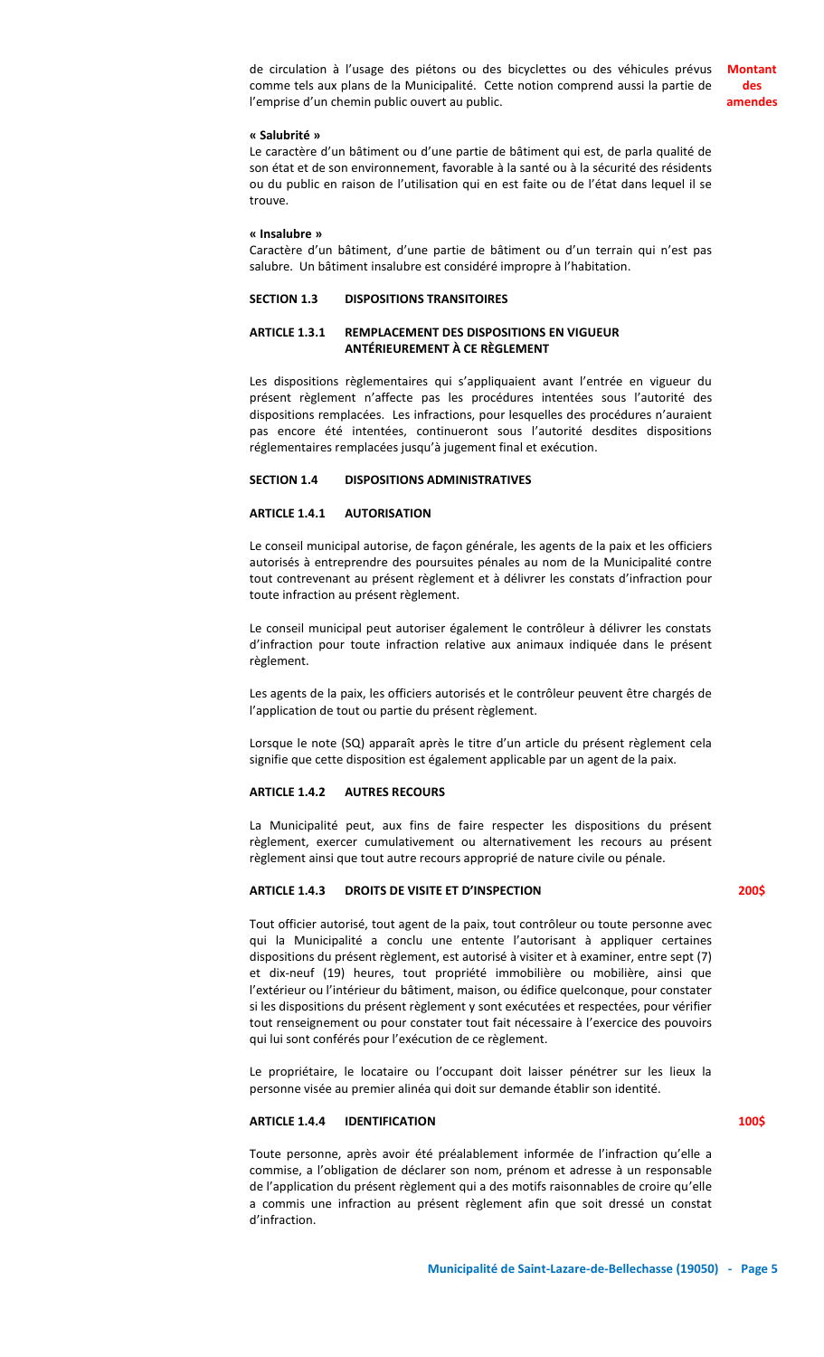de circulation à l'usage des piétons ou des bicyclettes ou des véhicules prévus comme tels aux plans de la Municipalité. Cette notion comprend aussi la partie de l'emprise d'un chemin public ouvert au public.

**Montant des amendes**

**« Salubrité »**

Le caractère d'un bâtiment ou d'une partie de bâtiment qui est, de parla qualité de son état et de son environnement, favorable à la santé ou à la sécurité des résidents ou du public en raison de l'utilisation qui en est faite ou de l'état dans lequel il se trouve.

**« Insalubre »**

Caractère d'un bâtiment, d'une partie de bâtiment ou d'un terrain qui n'est pas salubre. Un bâtiment insalubre est considéré impropre à l'habitation.

## SECTION 1.3 DISPOSITIONS TRANSITOIRES

### ARTICLE 1.3.1 REMPLACEMENT DES DISPOSITIONS EN VIGUEUR ANTÉRIEUREMENT À CE RÈGLEMENT

Les dispositions règlementaires qui s'appliquaient avant l'entrée en vigueur du présent règlement n'affecte pas les procédures intentées sous l'autorité des dispositions remplacées. Les infractions, pour lesquelles des procédures n'auraient pas encore été intentées, continueront sous l'autorité desdites dispositions réglementaires remplacées jusqu'à jugement final et exécution.

## SECTION 1.4 DISPOSITIONS ADMINISTRATIVES

### ARTICLE 1.4.1 AUTORISATION

Le conseil municipal autorise, de façon générale, les agents de la paix et les officiers autorisés à entreprendre des poursuites pénales au nom de la Municipalité contre tout contrevenant au présent règlement et à délivrer les constats d'infraction pour toute infraction au présent règlement.

Le conseil municipal peut autoriser également le contrôleur à délivrer les constats d'infraction pour toute infraction relative aux animaux indiquée dans le présent règlement.

Les agents de la paix, les officiers autorisés et le contrôleur peuvent être chargés de l'application de tout ou partie du présent règlement.

Lorsque le note (SQ) apparaît après le titre d'un article du présent règlement cela signifie que cette disposition est également applicable par un agent de la paix.

### ARTICLE 1.4.2 AUTRES RECOURS

La Municipalité peut, aux fins de faire respecter les dispositions du présent règlement, exercer cumulativement ou alternativement les recours au présent règlement ainsi que tout autre recours approprié de nature civile ou pénale.

### ARTICLE 1.4.3 DROITS DE VISITE ET D'INSPECTION

**200$**

Tout officier autorisé, tout agent de la paix, tout contrôleur ou toute personne avec qui la Municipalité a conclu une entente l'autorisant à appliquer certaines dispositions du présent règlement, est autorisé à visiter et à examiner, entre sept (7) et dix-neuf (19) heures, tout propriété immobilière ou mobilière, ainsi que l'extérieur ou l'intérieur du bâtiment, maison, ou édifice quelconque, pour constater si les dispositions du présent règlement y sont exécutées et respectées, pour vérifier tout renseignement ou pour constater tout fait nécessaire à l'exercice des pouvoirs qui lui sont conférés pour l'exécution de ce règlement.

Le propriétaire, le locataire ou l'occupant doit laisser pénétrer sur les lieux la personne visée au premier alinéa qui doit sur demande établir son identité.

### ARTICLE 1.4.4 IDENTIFICATION

**100$**

Toute personne, après avoir été préalablement informée de l'infraction qu'elle a commise, a l'obligation de déclarer son nom, prénom et adresse à un responsable de l'application du présent règlement qui a des motifs raisonnables de croire qu'elle a commis une infraction au présent règlement afin que soit dressé un constat d'infraction.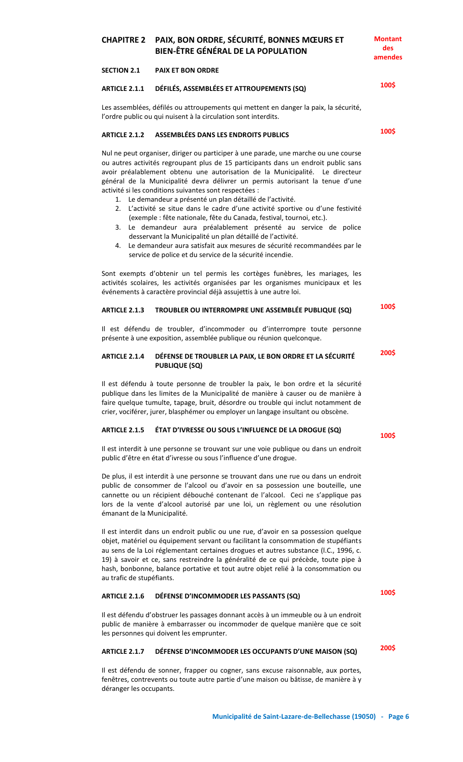# CHAPITRE 2 PAIX, BON ORDRE, SÉCURITÉ, BONNES MŒURS ET BIEN-ÊTRE GÉNÉRAL DE LA POPULATION

**Montant des amendes**

## SECTION 2.1 PAIX ET BON ORDRE

### ARTICLE 2.1.1 DÉFILÉS, ASSEMBLÉES ET ATTROUPEMENTS (SQ)

**100$**

Les assemblées, défilés ou attroupements qui mettent en danger la paix, la sécurité, l'ordre public ou qui nuisent à la circulation sont interdits.

### ARTICLE 2.1.2 ASSEMBLÉES DANS LES ENDROITS PUBLICS

**100$**

Nul ne peut organiser, diriger ou participer à une parade, une marche ou une course ou autres activités regroupant plus de 15 participants dans un endroit public sans avoir préalablement obtenu une autorisation de la Municipalité. Le directeur général de la Municipalité devra délivrer un permis autorisant la tenue d'une activité si les conditions suivantes sont respectées :

1. Le demandeur a présenté un plan détaillé de l'activité.
2. L'activité se situe dans le cadre d'une activité sportive ou d'une festivité (exemple : fête nationale, fête du Canada, festival, tournoi, etc.).
3. Le demandeur aura préalablement présenté au service de police desservant la Municipalité un plan détaillé de l'activité.
4. Le demandeur aura satisfait aux mesures de sécurité recommandées par le service de police et du service de la sécurité incendie.

Sont exempts d'obtenir un tel permis les cortèges funèbres, les mariages, les activités scolaires, les activités organisées par les organismes municipaux et les événements à caractère provincial déjà assujettis à une autre loi.

### ARTICLE 2.1.3 TROUBLER OU INTERROMPRE UNE ASSEMBLÉE PUBLIQUE (SQ)

**100$**

Il est défendu de troubler, d'incommoder ou d'interrompre toute personne présente à une exposition, assemblée publique ou réunion quelconque.

### ARTICLE 2.1.4 DÉFENSE DE TROUBLER LA PAIX, LE BON ORDRE ET LA SÉCURITÉ PUBLIQUE (SQ)

**200$**

Il est défendu à toute personne de troubler la paix, le bon ordre et la sécurité publique dans les limites de la Municipalité de manière à causer ou de manière à faire quelque tumulte, tapage, bruit, désordre ou trouble qui inclut notamment de crier, vociférer, jurer, blasphémer ou employer un langage insultant ou obscène.

### ARTICLE 2.1.5 ÉTAT D'IVRESSE OU SOUS L'INFLUENCE DE LA DROGUE (SQ)

**100$**

Il est interdit à une personne se trouvant sur une voie publique ou dans un endroit public d'être en état d'ivresse ou sous l'influence d'une drogue.

De plus, il est interdit à une personne se trouvant dans une rue ou dans un endroit public de consommer de l'alcool ou d'avoir en sa possession une bouteille, une cannette ou un récipient débouché contenant de l'alcool. Ceci ne s'applique pas lors de la vente d'alcool autorisé par une loi, un règlement ou une résolution émanant de la Municipalité.

Il est interdit dans un endroit public ou une rue, d'avoir en sa possession quelque objet, matériel ou équipement servant ou facilitant la consommation de stupéfiants au sens de la Loi réglementant certaines drogues et autres substance (l.C., 1996, c. 19) à savoir et ce, sans restreindre la généralité de ce qui précède, toute pipe à hash, bonbonne, balance portative et tout autre objet relié à la consommation ou au trafic de stupéfiants.

### ARTICLE 2.1.6 DÉFENSE D'INCOMMODER LES PASSANTS (SQ)

**100$**

Il est défendu d'obstruer les passages donnant accès à un immeuble ou à un endroit public de manière à embarrasser ou incommoder de quelque manière que ce soit les personnes qui doivent les emprunter.

### ARTICLE 2.1.7 DÉFENSE D'INCOMMODER LES OCCUPANTS D'UNE MAISON (SQ)

**200$**

Il est défendu de sonner, frapper ou cogner, sans excuse raisonnable, aux portes, fenêtres, contrevents ou toute autre partie d'une maison ou bâtisse, de manière à y déranger les occupants.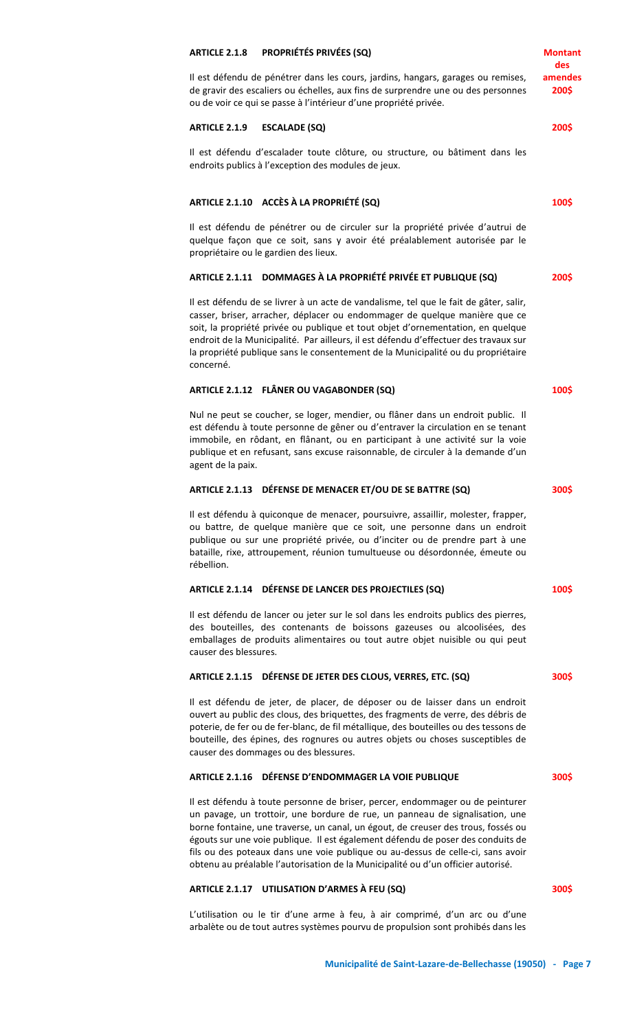### ARTICLE 2.1.8 PROPRIÉTÉS PRIVÉES (SQ)

**Montant des amendes**

**200$**

Il est défendu de pénétrer dans les cours, jardins, hangars, garages ou remises, de gravir des escaliers ou échelles, aux fins de surprendre une ou des personnes ou de voir ce qui se passe à l'intérieur d'une propriété privée.

### ARTICLE 2.1.9 ESCALADE (SQ)

**200$**

Il est défendu d'escalader toute clôture, ou structure, ou bâtiment dans les endroits publics à l'exception des modules de jeux.

### ARTICLE 2.1.10 ACCÈS À LA PROPRIÉTÉ (SQ)

**100$**

Il est défendu de pénétrer ou de circuler sur la propriété privée d'autrui de quelque façon que ce soit, sans y avoir été préalablement autorisée par le propriétaire ou le gardien des lieux.

### ARTICLE 2.1.11 DOMMAGES À LA PROPRIÉTÉ PRIVÉE ET PUBLIQUE (SQ)

**200$**

Il est défendu de se livrer à un acte de vandalisme, tel que le fait de gâter, salir, casser, briser, arracher, déplacer ou endommager de quelque manière que ce soit, la propriété privée ou publique et tout objet d'ornementation, en quelque endroit de la Municipalité. Par ailleurs, il est défendu d'effectuer des travaux sur la propriété publique sans le consentement de la Municipalité ou du propriétaire concerné.

### ARTICLE 2.1.12 FLÂNER OU VAGABONDER (SQ)

**100$**

Nul ne peut se coucher, se loger, mendier, ou flâner dans un endroit public. Il est défendu à toute personne de gêner ou d'entraver la circulation en se tenant immobile, en rôdant, en flânant, ou en participant à une activité sur la voie publique et en refusant, sans excuse raisonnable, de circuler à la demande d'un agent de la paix.

### ARTICLE 2.1.13 DÉFENSE DE MENACER ET/OU DE SE BATTRE (SQ)

**300$**

Il est défendu à quiconque de menacer, poursuivre, assaillir, molester, frapper, ou battre, de quelque manière que ce soit, une personne dans un endroit publique ou sur une propriété privée, ou d'inciter ou de prendre part à une bataille, rixe, attroupement, réunion tumultueuse ou désordonnée, émeute ou rébellion.

### ARTICLE 2.1.14 DÉFENSE DE LANCER DES PROJECTILES (SQ)

**100$**

Il est défendu de lancer ou jeter sur le sol dans les endroits publics des pierres, des bouteilles, des contenants de boissons gazeuses ou alcoolisées, des emballages de produits alimentaires ou tout autre objet nuisible ou qui peut causer des blessures.

### ARTICLE 2.1.15 DÉFENSE DE JETER DES CLOUS, VERRES, ETC. (SQ)

**300$**

Il est défendu de jeter, de placer, de déposer ou de laisser dans un endroit ouvert au public des clous, des briquettes, des fragments de verre, des débris de poterie, de fer ou de fer-blanc, de fil métallique, des bouteilles ou des tessons de bouteille, des épines, des rognures ou autres objets ou choses susceptibles de causer des dommages ou des blessures.

### ARTICLE 2.1.16 DÉFENSE D'ENDOMMAGER LA VOIE PUBLIQUE

**300$**

Il est défendu à toute personne de briser, percer, endommager ou de peinturer un pavage, un trottoir, une bordure de rue, un panneau de signalisation, une borne fontaine, une traverse, un canal, un égout, de creuser des trous, fossés ou égouts sur une voie publique. Il est également défendu de poser des conduits de fils ou des poteaux dans une voie publique ou au-dessus de celle-ci, sans avoir obtenu au préalable l'autorisation de la Municipalité ou d'un officier autorisé.

### ARTICLE 2.1.17 UTILISATION D'ARMES À FEU (SQ)

**300$**

L'utilisation ou le tir d'une arme à feu, à air comprimé, d'un arc ou d'une arbalète ou de tout autres systèmes pourvu de propulsion sont prohibés dans les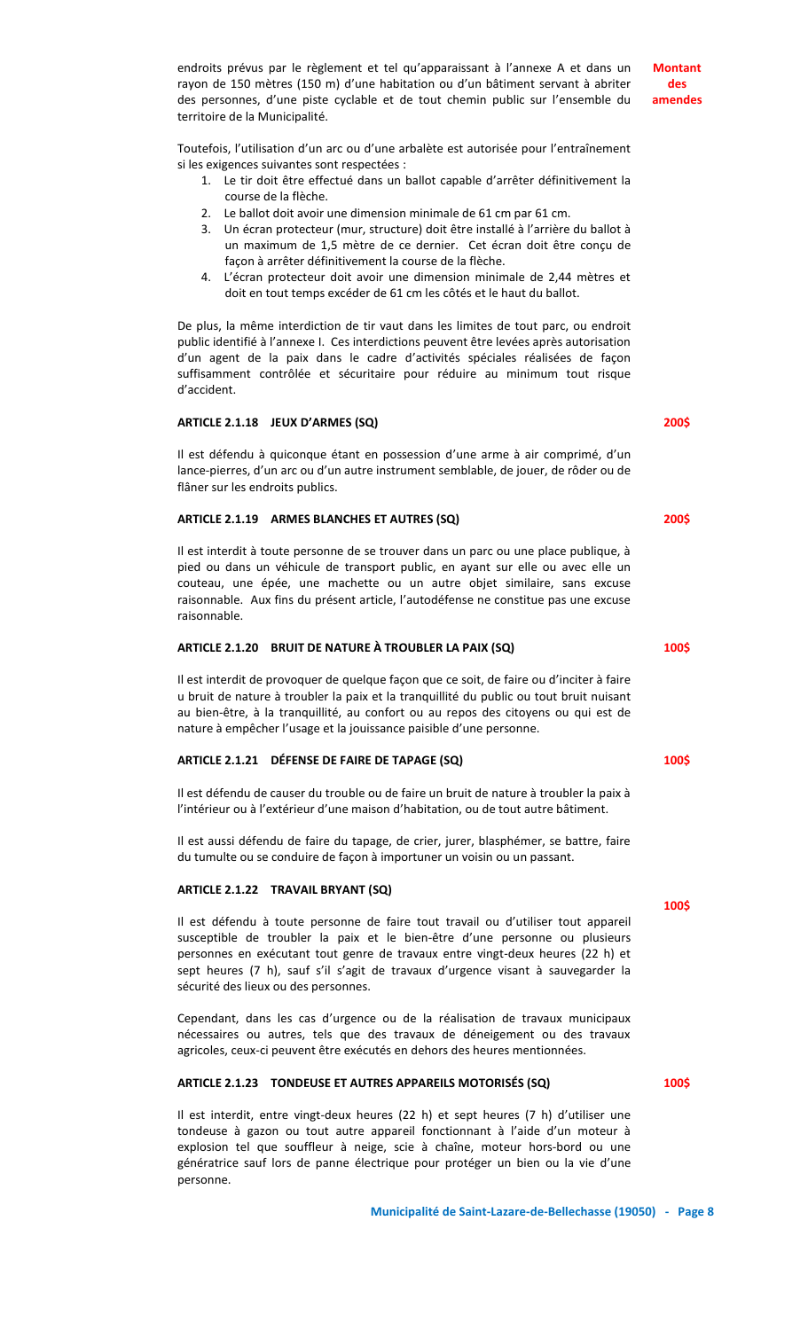endroits prévus par le règlement et tel qu'apparaissant à l'annexe A et dans un rayon de 150 mètres (150 m) d'une habitation ou d'un bâtiment servant à abriter des personnes, d'une piste cyclable et de tout chemin public sur l'ensemble du territoire de la Municipalité.

**Montant des amendes**

Toutefois, l'utilisation d'un arc ou d'une arbalète est autorisée pour l'entraînement si les exigences suivantes sont respectées :

1. Le tir doit être effectué dans un ballot capable d'arrêter définitivement la course de la flèche.
2. Le ballot doit avoir une dimension minimale de 61 cm par 61 cm.
3. Un écran protecteur (mur, structure) doit être installé à l'arrière du ballot à un maximum de 1,5 mètre de ce dernier. Cet écran doit être conçu de façon à arrêter définitivement la course de la flèche.
4. L'écran protecteur doit avoir une dimension minimale de 2,44 mètres et doit en tout temps excéder de 61 cm les côtés et le haut du ballot.

De plus, la même interdiction de tir vaut dans les limites de tout parc, ou endroit public identifié à l'annexe I. Ces interdictions peuvent être levées après autorisation d'un agent de la paix dans le cadre d'activités spéciales réalisées de façon suffisamment contrôlée et sécuritaire pour réduire au minimum tout risque d'accident.

**ARTICLE 2.1.18 JEUX D'ARMES (SQ)** — **200$**

Il est défendu à quiconque étant en possession d'une arme à air comprimé, d'un lance-pierres, d'un arc ou d'un autre instrument semblable, de jouer, de rôder ou de flâner sur les endroits publics.

**ARTICLE 2.1.19 ARMES BLANCHES ET AUTRES (SQ)** — **200$**

Il est interdit à toute personne de se trouver dans un parc ou une place publique, à pied ou dans un véhicule de transport public, en ayant sur elle ou avec elle un couteau, une épée, une machette ou un autre objet similaire, sans excuse raisonnable. Aux fins du présent article, l'autodéfense ne constitue pas une excuse raisonnable.

**ARTICLE 2.1.20 BRUIT DE NATURE À TROUBLER LA PAIX (SQ)** — **100$**

Il est interdit de provoquer de quelque façon que ce soit, de faire ou d'inciter à faire u bruit de nature à troubler la paix et la tranquillité du public ou tout bruit nuisant au bien-être, à la tranquillité, au confort ou au repos des citoyens ou qui est de nature à empêcher l'usage et la jouissance paisible d'une personne.

**ARTICLE 2.1.21 DÉFENSE DE FAIRE DE TAPAGE (SQ)** — **100$**

Il est défendu de causer du trouble ou de faire un bruit de nature à troubler la paix à l'intérieur ou à l'extérieur d'une maison d'habitation, ou de tout autre bâtiment.

Il est aussi défendu de faire du tapage, de crier, jurer, blasphémer, se battre, faire du tumulte ou se conduire de façon à importuner un voisin ou un passant.

**ARTICLE 2.1.22 TRAVAIL BRYANT (SQ)** — **100$**

Il est défendu à toute personne de faire tout travail ou d'utiliser tout appareil susceptible de troubler la paix et le bien-être d'une personne ou plusieurs personnes en exécutant tout genre de travaux entre vingt-deux heures (22 h) et sept heures (7 h), sauf s'il s'agit de travaux d'urgence visant à sauvegarder la sécurité des lieux ou des personnes.

Cependant, dans les cas d'urgence ou de la réalisation de travaux municipaux nécessaires ou autres, tels que des travaux de déneigement ou des travaux agricoles, ceux-ci peuvent être exécutés en dehors des heures mentionnées.

**ARTICLE 2.1.23 TONDEUSE ET AUTRES APPAREILS MOTORISÉS (SQ)** — **100$**

Il est interdit, entre vingt-deux heures (22 h) et sept heures (7 h) d'utiliser une tondeuse à gazon ou tout autre appareil fonctionnant à l'aide d'un moteur à explosion tel que souffleur à neige, scie à chaîne, moteur hors-bord ou une génératrice sauf lors de panne électrique pour protéger un bien ou la vie d'une personne.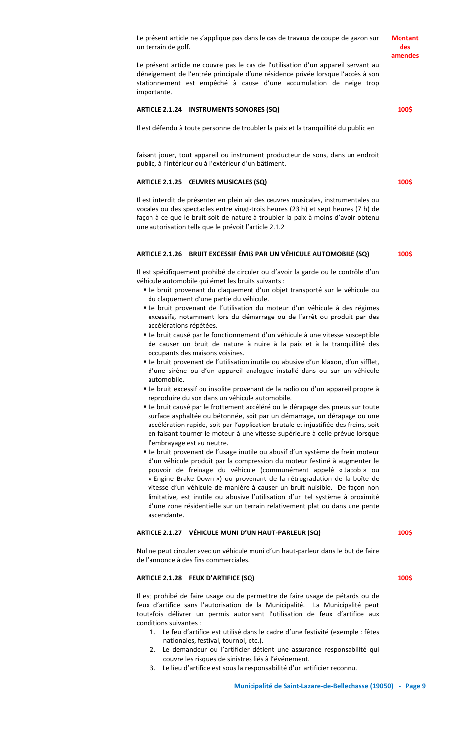**Montant des amendes**

Le présent article ne s'applique pas dans le cas de travaux de coupe de gazon sur un terrain de golf.

Le présent article ne couvre pas le cas de l'utilisation d'un appareil servant au déneigement de l'entrée principale d'une résidence privée lorsque l'accès à son stationnement est empêché à cause d'une accumulation de neige trop importante.

### ARTICLE 2.1.24 INSTRUMENTS SONORES (SQ) — 100$

Il est défendu à toute personne de troubler la paix et la tranquillité du public en

faisant jouer, tout appareil ou instrument producteur de sons, dans un endroit public, à l'intérieur ou à l'extérieur d'un bâtiment.

### ARTICLE 2.1.25 ŒUVRES MUSICALES (SQ) — 100$

Il est interdit de présenter en plein air des œuvres musicales, instrumentales ou vocales ou des spectacles entre vingt-trois heures (23 h) et sept heures (7 h) de façon à ce que le bruit soit de nature à troubler la paix à moins d'avoir obtenu une autorisation telle que le prévoit l'article 2.1.2

### ARTICLE 2.1.26 BRUIT EXCESSIF ÉMIS PAR UN VÉHICULE AUTOMOBILE (SQ) — 100$

Il est spécifiquement prohibé de circuler ou d'avoir la garde ou le contrôle d'un véhicule automobile qui émet les bruits suivants :

- Le bruit provenant du claquement d'un objet transporté sur le véhicule ou du claquement d'une partie du véhicule.
- Le bruit provenant de l'utilisation du moteur d'un véhicule à des régimes excessifs, notamment lors du démarrage ou de l'arrêt ou produit par des accélérations répétées.
- Le bruit causé par le fonctionnement d'un véhicule à une vitesse susceptible de causer un bruit de nature à nuire à la paix et à la tranquillité des occupants des maisons voisines.
- Le bruit provenant de l'utilisation inutile ou abusive d'un klaxon, d'un sifflet, d'une sirène ou d'un appareil analogue installé dans ou sur un véhicule automobile.
- Le bruit excessif ou insolite provenant de la radio ou d'un appareil propre à reproduire du son dans un véhicule automobile.
- Le bruit causé par le frottement accéléré ou le dérapage des pneus sur toute surface asphaltée ou bétonnée, soit par un démarrage, un dérapage ou une accélération rapide, soit par l'application brutale et injustifiée des freins, soit en faisant tourner le moteur à une vitesse supérieure à celle prévue lorsque l'embrayage est au neutre.
- Le bruit provenant de l'usage inutile ou abusif d'un système de frein moteur d'un véhicule produit par la compression du moteur festiné à augmenter le pouvoir de freinage du véhicule (communément appelé « Jacob » ou « Engine Brake Down ») ou provenant de la rétrogradation de la boîte de vitesse d'un véhicule de manière à causer un bruit nuisible. De façon non limitative, est inutile ou abusive l'utilisation d'un tel système à proximité d'une zone résidentielle sur un terrain relativement plat ou dans une pente ascendante.

### ARTICLE 2.1.27 VÉHICULE MUNI D'UN HAUT-PARLEUR (SQ) — 100$

Nul ne peut circuler avec un véhicule muni d'un haut-parleur dans le but de faire de l'annonce à des fins commerciales.

### ARTICLE 2.1.28 FEUX D'ARTIFICE (SQ) — 100$

Il est prohibé de faire usage ou de permettre de faire usage de pétards ou de feux d'artifice sans l'autorisation de la Municipalité. La Municipalité peut toutefois délivrer un permis autorisant l'utilisation de feux d'artifice aux conditions suivantes :

1. Le feu d'artifice est utilisé dans le cadre d'une festivité (exemple : fêtes nationales, festival, tournoi, etc.).
2. Le demandeur ou l'artificier détient une assurance responsabilité qui couvre les risques de sinistres liés à l'événement.
3. Le lieu d'artifice est sous la responsabilité d'un artificier reconnu.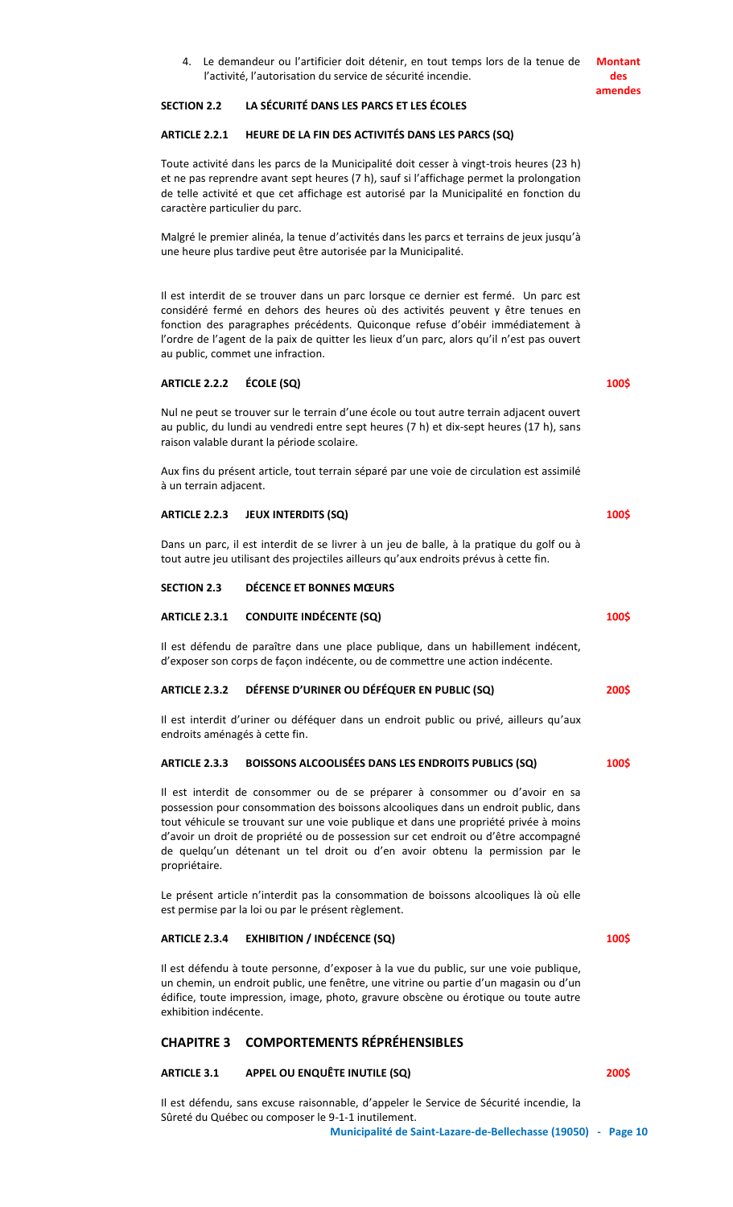4. Le demandeur ou l'artificier doit détenir, en tout temps lors de la tenue de l'activité, l'autorisation du service de sécurité incendie.

**Montant des amendes**

### SECTION 2.2 LA SÉCURITÉ DANS LES PARCS ET LES ÉCOLES

#### ARTICLE 2.2.1 HEURE DE LA FIN DES ACTIVITÉS DANS LES PARCS (SQ)

Toute activité dans les parcs de la Municipalité doit cesser à vingt-trois heures (23 h) et ne pas reprendre avant sept heures (7 h), sauf si l'affichage permet la prolongation de telle activité et que cet affichage est autorisé par la Municipalité en fonction du caractère particulier du parc.

Malgré le premier alinéa, la tenue d'activités dans les parcs et terrains de jeux jusqu'à une heure plus tardive peut être autorisée par la Municipalité.

Il est interdit de se trouver dans un parc lorsque ce dernier est fermé. Un parc est considéré fermé en dehors des heures où des activités peuvent y être tenues en fonction des paragraphes précédents. Quiconque refuse d'obéir immédiatement à l'ordre de l'agent de la paix de quitter les lieux d'un parc, alors qu'il n'est pas ouvert au public, commet une infraction.

#### ARTICLE 2.2.2 ÉCOLE (SQ) — 100$

Nul ne peut se trouver sur le terrain d'une école ou tout autre terrain adjacent ouvert au public, du lundi au vendredi entre sept heures (7 h) et dix-sept heures (17 h), sans raison valable durant la période scolaire.

Aux fins du présent article, tout terrain séparé par une voie de circulation est assimilé à un terrain adjacent.

#### ARTICLE 2.2.3 JEUX INTERDITS (SQ) — 100$

Dans un parc, il est interdit de se livrer à un jeu de balle, à la pratique du golf ou à tout autre jeu utilisant des projectiles ailleurs qu'aux endroits prévus à cette fin.

### SECTION 2.3 DÉCENCE ET BONNES MŒURS

#### ARTICLE 2.3.1 CONDUITE INDÉCENTE (SQ) — 100$

Il est défendu de paraître dans une place publique, dans un habillement indécent, d'exposer son corps de façon indécente, ou de commettre une action indécente.

#### ARTICLE 2.3.2 DÉFENSE D'URINER OU DÉFÉQUER EN PUBLIC (SQ) — 200$

Il est interdit d'uriner ou déféquer dans un endroit public ou privé, ailleurs qu'aux endroits aménagés à cette fin.

#### ARTICLE 2.3.3 BOISSONS ALCOOLISÉES DANS LES ENDROITS PUBLICS (SQ) — 100$

Il est interdit de consommer ou de se préparer à consommer ou d'avoir en sa possession pour consommation des boissons alcooliques dans un endroit public, dans tout véhicule se trouvant sur une voie publique et dans une propriété privée à moins d'avoir un droit de propriété ou de possession sur cet endroit ou d'être accompagné de quelqu'un détenant un tel droit ou d'en avoir obtenu la permission par le propriétaire.

Le présent article n'interdit pas la consommation de boissons alcooliques là où elle est permise par la loi ou par le présent règlement.

#### ARTICLE 2.3.4 EXHIBITION / INDÉCENCE (SQ) — 100$

Il est défendu à toute personne, d'exposer à la vue du public, sur une voie publique, un chemin, un endroit public, une fenêtre, une vitrine ou partie d'un magasin ou d'un édifice, toute impression, image, photo, gravure obscène ou érotique ou toute autre exhibition indécente.

## CHAPITRE 3 COMPORTEMENTS RÉPRÉHENSIBLES

#### ARTICLE 3.1 APPEL OU ENQUÊTE INUTILE (SQ) — 200$

Il est défendu, sans excuse raisonnable, d'appeler le Service de Sécurité incendie, la Sûreté du Québec ou composer le 9-1-1 inutilement.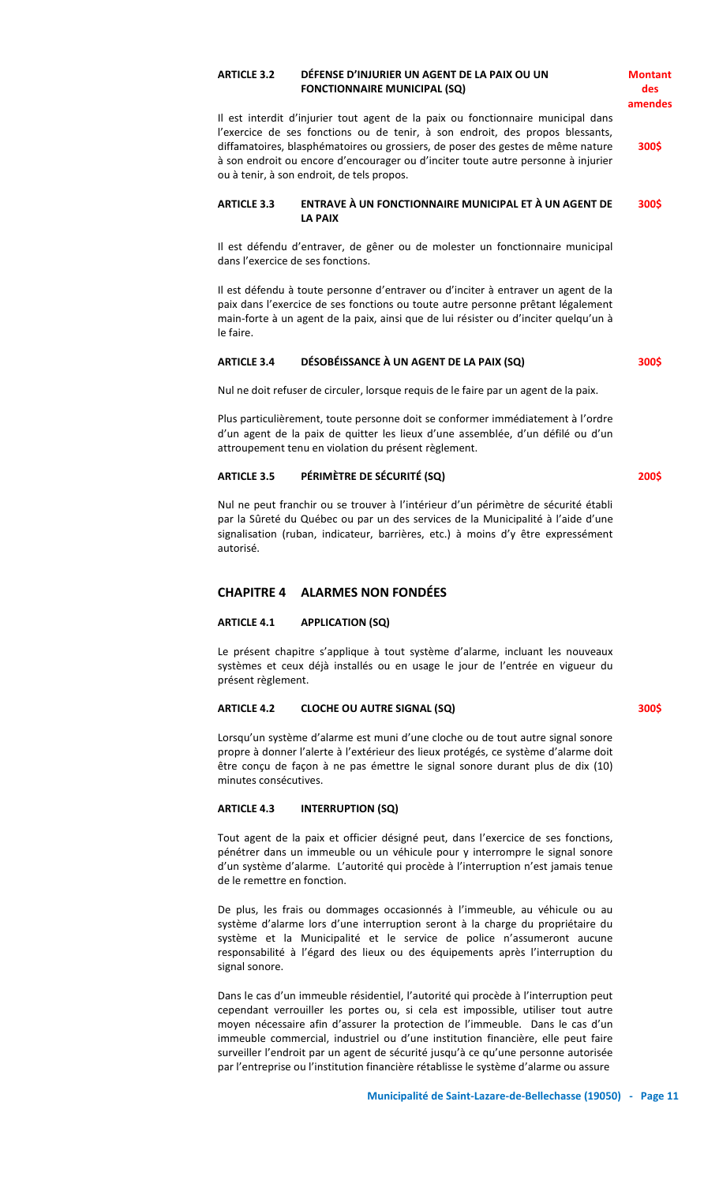**Montant des amendes**

### ARTICLE 3.2 DÉFENSE D'INJURIER UN AGENT DE LA PAIX OU UN FONCTIONNAIRE MUNICIPAL (SQ)

Il est interdit d'injurier tout agent de la paix ou fonctionnaire municipal dans l'exercice de ses fonctions ou de tenir, à son endroit, des propos blessants, diffamatoires, blasphématoires ou grossiers, de poser des gestes de même nature à son endroit ou encore d'encourager ou d'inciter toute autre personne à injurier ou à tenir, à son endroit, de tels propos. **300$**

### ARTICLE 3.3 ENTRAVE À UN FONCTIONNAIRE MUNICIPAL ET À UN AGENT DE LA PAIX — **300$**

Il est défendu d'entraver, de gêner ou de molester un fonctionnaire municipal dans l'exercice de ses fonctions.

Il est défendu à toute personne d'entraver ou d'inciter à entraver un agent de la paix dans l'exercice de ses fonctions ou toute autre personne prêtant légalement main-forte à un agent de la paix, ainsi que de lui résister ou d'inciter quelqu'un à le faire.

### ARTICLE 3.4 DÉSOBÉISSANCE À UN AGENT DE LA PAIX (SQ) — **300$**

Nul ne doit refuser de circuler, lorsque requis de le faire par un agent de la paix.

Plus particulièrement, toute personne doit se conformer immédiatement à l'ordre d'un agent de la paix de quitter les lieux d'une assemblée, d'un défilé ou d'un attroupement tenu en violation du présent règlement.

### ARTICLE 3.5 PÉRIMÈTRE DE SÉCURITÉ (SQ) — **200$**

Nul ne peut franchir ou se trouver à l'intérieur d'un périmètre de sécurité établi par la Sûreté du Québec ou par un des services de la Municipalité à l'aide d'une signalisation (ruban, indicateur, barrières, etc.) à moins d'y être expressément autorisé.

## CHAPITRE 4 ALARMES NON FONDÉES

### ARTICLE 4.1 APPLICATION (SQ)

Le présent chapitre s'applique à tout système d'alarme, incluant les nouveaux systèmes et ceux déjà installés ou en usage le jour de l'entrée en vigueur du présent règlement.

### ARTICLE 4.2 CLOCHE OU AUTRE SIGNAL (SQ) — **300$**

Lorsqu'un système d'alarme est muni d'une cloche ou de tout autre signal sonore propre à donner l'alerte à l'extérieur des lieux protégés, ce système d'alarme doit être conçu de façon à ne pas émettre le signal sonore durant plus de dix (10) minutes consécutives.

### ARTICLE 4.3 INTERRUPTION (SQ)

Tout agent de la paix et officier désigné peut, dans l'exercice de ses fonctions, pénétrer dans un immeuble ou un véhicule pour y interrompre le signal sonore d'un système d'alarme. L'autorité qui procède à l'interruption n'est jamais tenue de le remettre en fonction.

De plus, les frais ou dommages occasionnés à l'immeuble, au véhicule ou au système d'alarme lors d'une interruption seront à la charge du propriétaire du système et la Municipalité et le service de police n'assumeront aucune responsabilité à l'égard des lieux ou des équipements après l'interruption du signal sonore.

Dans le cas d'un immeuble résidentiel, l'autorité qui procède à l'interruption peut cependant verrouiller les portes ou, si cela est impossible, utiliser tout autre moyen nécessaire afin d'assurer la protection de l'immeuble. Dans le cas d'un immeuble commercial, industriel ou d'une institution financière, elle peut faire surveiller l'endroit par un agent de sécurité jusqu'à ce qu'une personne autorisée par l'entreprise ou l'institution financière rétablisse le système d'alarme ou assure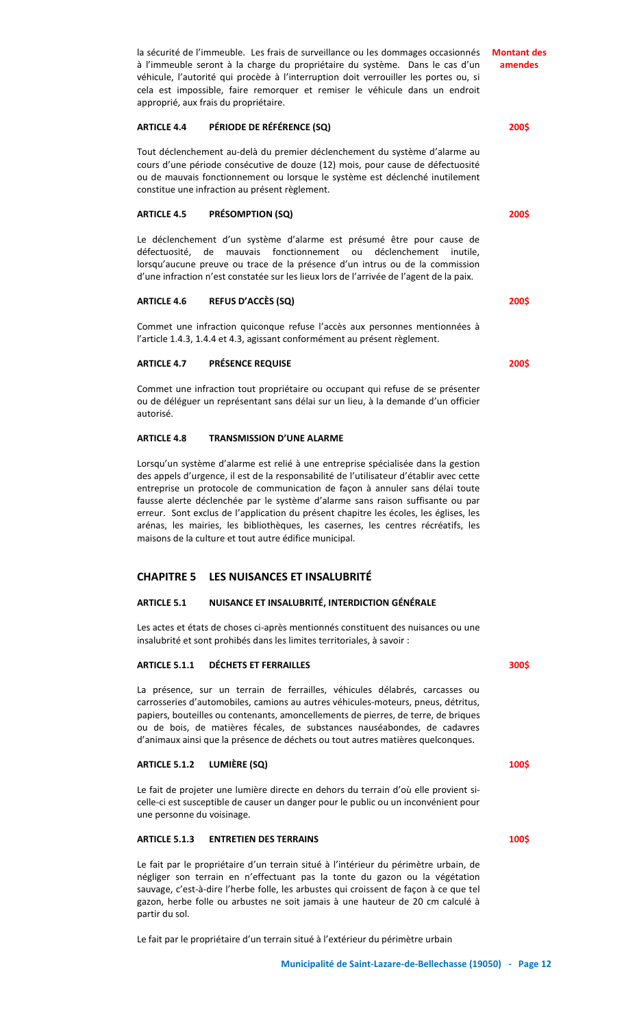la sécurité de l'immeuble. Les frais de surveillance ou les dommages occasionnés à l'immeuble seront à la charge du propriétaire du système. Dans le cas d'un véhicule, l'autorité qui procède à l'interruption doit verrouiller les portes ou, si cela est impossible, faire remorquer et remiser le véhicule dans un endroit approprié, aux frais du propriétaire.

**Montant des amendes**

#### ARTICLE 4.4 PÉRIODE DE RÉFÉRENCE (SQ) — 200$

Tout déclenchement au-delà du premier déclenchement du système d'alarme au cours d'une période consécutive de douze (12) mois, pour cause de défectuosité ou de mauvais fonctionnement ou lorsque le système est déclenché inutilement constitue une infraction au présent règlement.

#### ARTICLE 4.5 PRÉSOMPTION (SQ) — 200$

Le déclenchement d'un système d'alarme est présumé être pour cause de défectuosité, de mauvais fonctionnement ou déclenchement inutile, lorsqu'aucune preuve ou trace de la présence d'un intrus ou de la commission d'une infraction n'est constatée sur les lieux lors de l'arrivée de l'agent de la paix.

#### ARTICLE 4.6 REFUS D'ACCÈS (SQ) — 200$

Commet une infraction quiconque refuse l'accès aux personnes mentionnées à l'article 1.4.3, 1.4.4 et 4.3, agissant conformément au présent règlement.

#### ARTICLE 4.7 PRÉSENCE REQUISE — 200$

Commet une infraction tout propriétaire ou occupant qui refuse de se présenter ou de déléguer un représentant sans délai sur un lieu, à la demande d'un officier autorisé.

#### ARTICLE 4.8 TRANSMISSION D'UNE ALARME

Lorsqu'un système d'alarme est relié à une entreprise spécialisée dans la gestion des appels d'urgence, il est de la responsabilité de l'utilisateur d'établir avec cette entreprise un protocole de communication de façon à annuler sans délai toute fausse alerte déclenchée par le système d'alarme sans raison suffisante ou par erreur. Sont exclus de l'application du présent chapitre les écoles, les églises, les arénas, les mairies, les bibliothèques, les casernes, les centres récréatifs, les maisons de la culture et tout autre édifice municipal.

## CHAPITRE 5 LES NUISANCES ET INSALUBRITÉ

#### ARTICLE 5.1 NUISANCE ET INSALUBRITÉ, INTERDICTION GÉNÉRALE

Les actes et états de choses ci-après mentionnés constituent des nuisances ou une insalubrité et sont prohibés dans les limites territoriales, à savoir :

#### ARTICLE 5.1.1 DÉCHETS ET FERRAILLES — 300$

La présence, sur un terrain de ferrailles, véhicules délabrés, carcasses ou carrosseries d'automobiles, camions au autres véhicules-moteurs, pneus, détritus, papiers, bouteilles ou contenants, amoncellements de pierres, de terre, de briques ou de bois, de matières fécales, de substances nauséabondes, de cadavres d'animaux ainsi que la présence de déchets ou tout autres matières quelconques.

#### ARTICLE 5.1.2 LUMIÈRE (SQ) — 100$

Le fait de projeter une lumière directe en dehors du terrain d'où elle provient si-celle-ci est susceptible de causer un danger pour le public ou un inconvénient pour une personne du voisinage.

#### ARTICLE 5.1.3 ENTRETIEN DES TERRAINS — 100$

Le fait par le propriétaire d'un terrain situé à l'intérieur du périmètre urbain, de négliger son terrain en n'effectuant pas la tonte du gazon ou la végétation sauvage, c'est-à-dire l'herbe folle, les arbustes qui croissent de façon à ce que tel gazon, herbe folle ou arbustes ne soit jamais à une hauteur de 20 cm calculé à partir du sol.

Le fait par le propriétaire d'un terrain situé à l'extérieur du périmètre urbain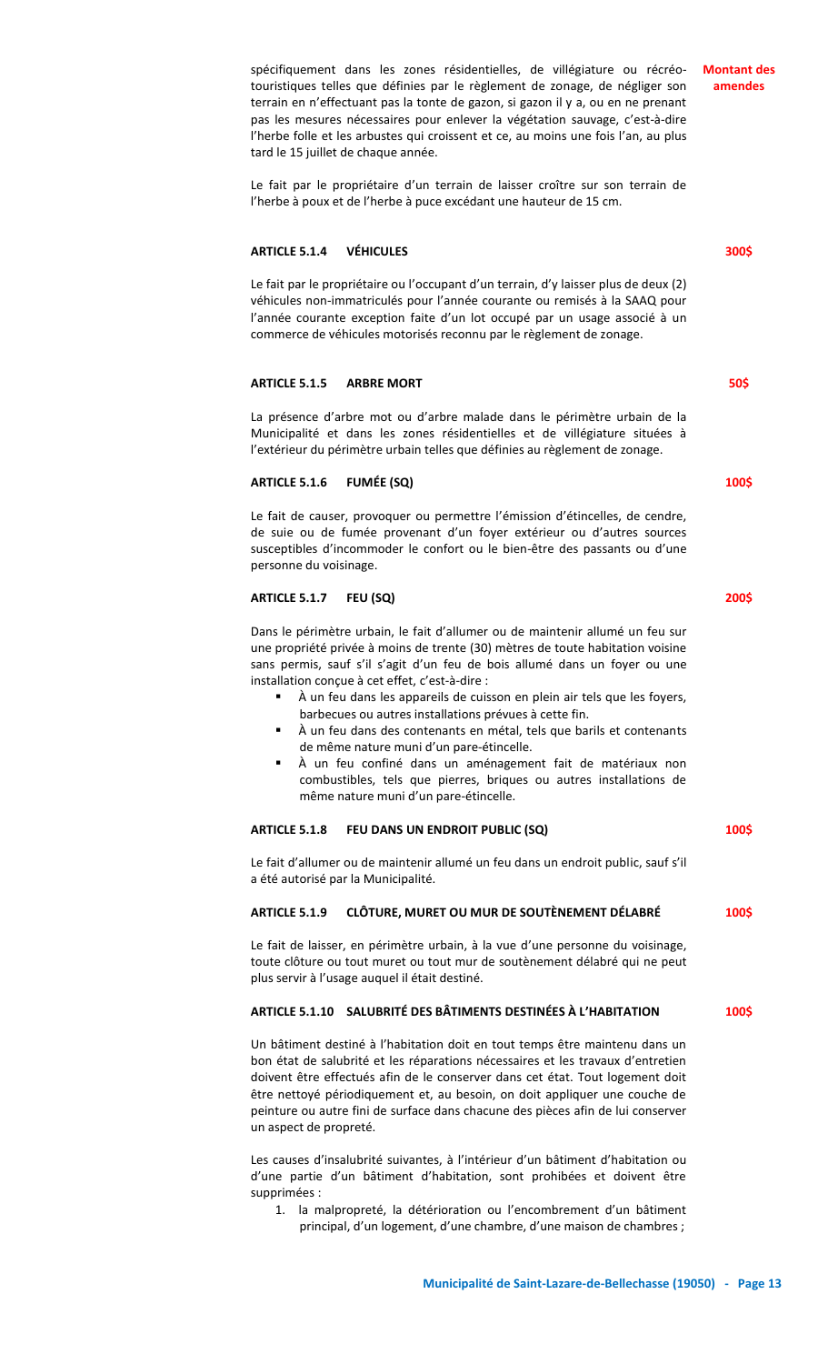spécifiquement dans les zones résidentielles, de villégiature ou récréo-touristiques telles que définies par le règlement de zonage, de négliger son terrain en n'effectuant pas la tonte de gazon, si gazon il y a, ou en ne prenant pas les mesures nécessaires pour enlever la végétation sauvage, c'est-à-dire l'herbe folle et les arbustes qui croissent et ce, au moins une fois l'an, au plus tard le 15 juillet de chaque année.

**Montant des amendes**

Le fait par le propriétaire d'un terrain de laisser croître sur son terrain de l'herbe à poux et de l'herbe à puce excédant une hauteur de 15 cm.

**ARTICLE 5.1.4 VÉHICULES** — **300$**

Le fait par le propriétaire ou l'occupant d'un terrain, d'y laisser plus de deux (2) véhicules non-immatriculés pour l'année courante ou remisés à la SAAQ pour l'année courante exception faite d'un lot occupé par un usage associé à un commerce de véhicules motorisés reconnu par le règlement de zonage.

**ARTICLE 5.1.5 ARBRE MORT** — **50$**

La présence d'arbre mot ou d'arbre malade dans le périmètre urbain de la Municipalité et dans les zones résidentielles et de villégiature situées à l'extérieur du périmètre urbain telles que définies au règlement de zonage.

**ARTICLE 5.1.6 FUMÉE (SQ)** — **100$**

Le fait de causer, provoquer ou permettre l'émission d'étincelles, de cendre, de suie ou de fumée provenant d'un foyer extérieur ou d'autres sources susceptibles d'incommoder le confort ou le bien-être des passants ou d'une personne du voisinage.

**ARTICLE 5.1.7 FEU (SQ)** — **200$**

Dans le périmètre urbain, le fait d'allumer ou de maintenir allumé un feu sur une propriété privée à moins de trente (30) mètres de toute habitation voisine sans permis, sauf s'il s'agit d'un feu de bois allumé dans un foyer ou une installation conçue à cet effet, c'est-à-dire :

- À un feu dans les appareils de cuisson en plein air tels que les foyers, barbecues ou autres installations prévues à cette fin.
- À un feu dans des contenants en métal, tels que barils et contenants de même nature muni d'un pare-étincelle.
- À un feu confiné dans un aménagement fait de matériaux non combustibles, tels que pierres, briques ou autres installations de même nature muni d'un pare-étincelle.

**ARTICLE 5.1.8 FEU DANS UN ENDROIT PUBLIC (SQ)** — **100$**

Le fait d'allumer ou de maintenir allumé un feu dans un endroit public, sauf s'il a été autorisé par la Municipalité.

**ARTICLE 5.1.9 CLÔTURE, MURET OU MUR DE SOUTÈNEMENT DÉLABRÉ** — **100$**

Le fait de laisser, en périmètre urbain, à la vue d'une personne du voisinage, toute clôture ou tout muret ou tout mur de soutènement délabré qui ne peut plus servir à l'usage auquel il était destiné.

**ARTICLE 5.1.10 SALUBRITÉ DES BÂTIMENTS DESTINÉES À L'HABITATION** — **100$**

Un bâtiment destiné à l'habitation doit en tout temps être maintenu dans un bon état de salubrité et les réparations nécessaires et les travaux d'entretien doivent être effectués afin de le conserver dans cet état. Tout logement doit être nettoyé périodiquement et, au besoin, on doit appliquer une couche de peinture ou autre fini de surface dans chacune des pièces afin de lui conserver un aspect de propreté.

Les causes d'insalubrité suivantes, à l'intérieur d'un bâtiment d'habitation ou d'une partie d'un bâtiment d'habitation, sont prohibées et doivent être supprimées :

1. la malpropreté, la détérioration ou l'encombrement d'un bâtiment principal, d'un logement, d'une chambre, d'une maison de chambres ;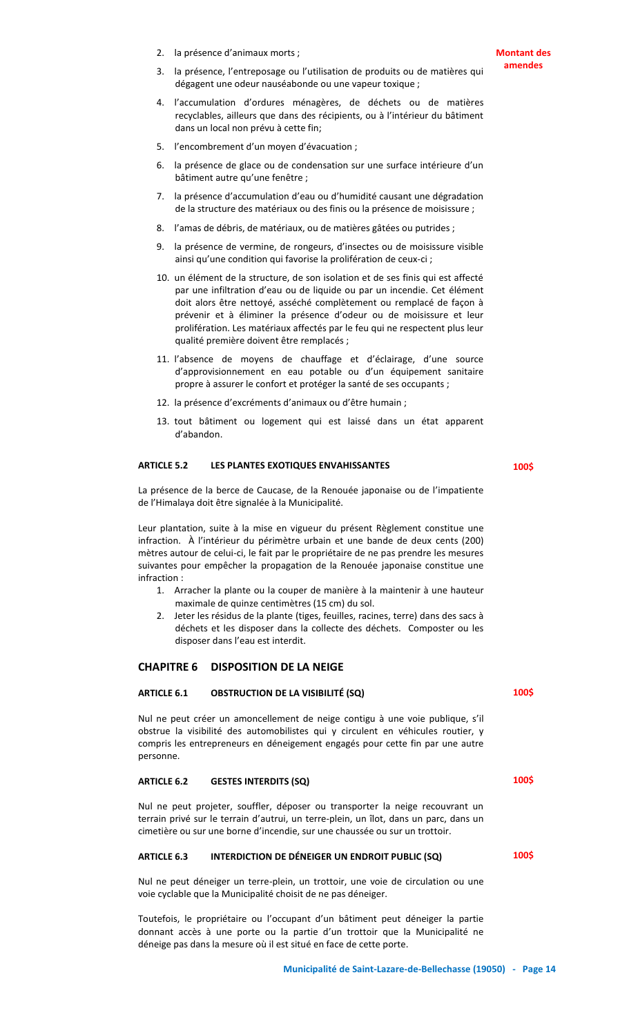**Montant des amendes**

2. la présence d'animaux morts ;
3. la présence, l'entreposage ou l'utilisation de produits ou de matières qui dégagent une odeur nauséabonde ou une vapeur toxique ;
4. l'accumulation d'ordures ménagères, de déchets ou de matières recyclables, ailleurs que dans des récipients, ou à l'intérieur du bâtiment dans un local non prévu à cette fin;
5. l'encombrement d'un moyen d'évacuation ;
6. la présence de glace ou de condensation sur une surface intérieure d'un bâtiment autre qu'une fenêtre ;
7. la présence d'accumulation d'eau ou d'humidité causant une dégradation de la structure des matériaux ou des finis ou la présence de moisissure ;
8. l'amas de débris, de matériaux, ou de matières gâtées ou putrides ;
9. la présence de vermine, de rongeurs, d'insectes ou de moisissure visible ainsi qu'une condition qui favorise la prolifération de ceux-ci ;
10. un élément de la structure, de son isolation et de ses finis qui est affecté par une infiltration d'eau ou de liquide ou par un incendie. Cet élément doit alors être nettoyé, asséché complètement ou remplacé de façon à prévenir et à éliminer la présence d'odeur ou de moisissure et leur prolifération. Les matériaux affectés par le feu qui ne respectent plus leur qualité première doivent être remplacés ;
11. l'absence de moyens de chauffage et d'éclairage, d'une source d'approvisionnement en eau potable ou d'un équipement sanitaire propre à assurer le confort et protéger la santé de ses occupants ;
12. la présence d'excréments d'animaux ou d'être humain ;
13. tout bâtiment ou logement qui est laissé dans un état apparent d'abandon.

#### ARTICLE 5.2 LES PLANTES EXOTIQUES ENVAHISSANTES — 100$

La présence de la berce de Caucase, de la Renouée japonaise ou de l'impatiente de l'Himalaya doit être signalée à la Municipalité.

Leur plantation, suite à la mise en vigueur du présent Règlement constitue une infraction. À l'intérieur du périmètre urbain et une bande de deux cents (200) mètres autour de celui-ci, le fait par le propriétaire de ne pas prendre les mesures suivantes pour empêcher la propagation de la Renouée japonaise constitue une infraction :

1. Arracher la plante ou la couper de manière à la maintenir à une hauteur maximale de quinze centimètres (15 cm) du sol.
2. Jeter les résidus de la plante (tiges, feuilles, racines, terre) dans des sacs à déchets et les disposer dans la collecte des déchets. Composter ou les disposer dans l'eau est interdit.

## CHAPITRE 6 DISPOSITION DE LA NEIGE

#### ARTICLE 6.1 OBSTRUCTION DE LA VISIBILITÉ (SQ) — 100$

Nul ne peut créer un amoncellement de neige contigu à une voie publique, s'il obstrue la visibilité des automobilistes qui y circulent en véhicules routier, y compris les entrepreneurs en déneigement engagés pour cette fin par une autre personne.

#### ARTICLE 6.2 GESTES INTERDITS (SQ) — 100$

Nul ne peut projeter, souffler, déposer ou transporter la neige recouvrant un terrain privé sur le terrain d'autrui, un terre-plein, un îlot, dans un parc, dans un cimetière ou sur une borne d'incendie, sur une chaussée ou sur un trottoir.

#### ARTICLE 6.3 INTERDICTION DE DÉNEIGER UN ENDROIT PUBLIC (SQ) — 100$

Nul ne peut déneiger un terre-plein, un trottoir, une voie de circulation ou une voie cyclable que la Municipalité choisit de ne pas déneiger.

Toutefois, le propriétaire ou l'occupant d'un bâtiment peut déneiger la partie donnant accès à une porte ou la partie d'un trottoir que la Municipalité ne déneige pas dans la mesure où il est situé en face de cette porte.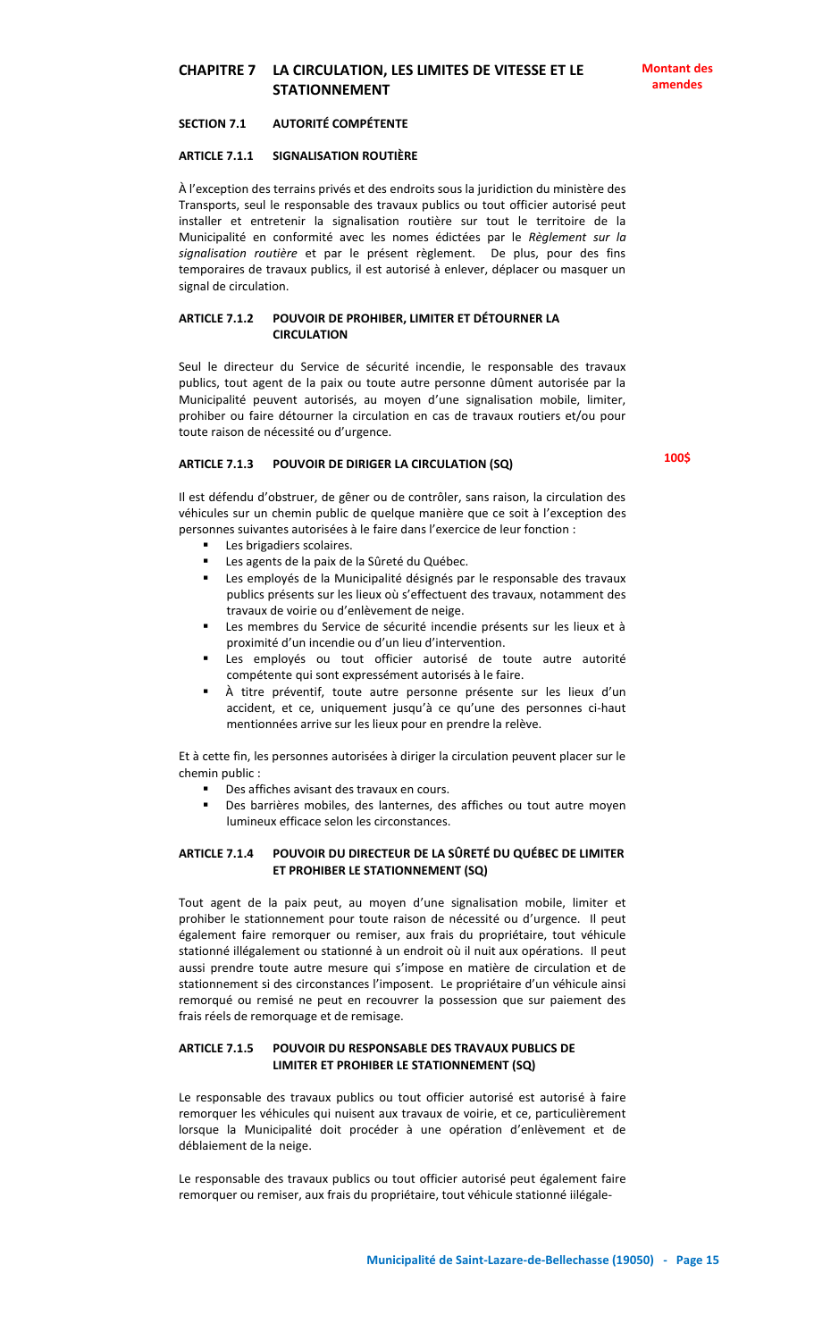# CHAPITRE 7 LA CIRCULATION, LES LIMITES DE VITESSE ET LE STATIONNEMENT

**Montant des amendes**

## SECTION 7.1 AUTORITÉ COMPÉTENTE

### ARTICLE 7.1.1 SIGNALISATION ROUTIÈRE

À l'exception des terrains privés et des endroits sous la juridiction du ministère des Transports, seul le responsable des travaux publics ou tout officier autorisé peut installer et entretenir la signalisation routière sur tout le territoire de la Municipalité en conformité avec les nomes édictées par le *Règlement sur la signalisation routière* et par le présent règlement. De plus, pour des fins temporaires de travaux publics, il est autorisé à enlever, déplacer ou masquer un signal de circulation.

### ARTICLE 7.1.2 POUVOIR DE PROHIBER, LIMITER ET DÉTOURNER LA CIRCULATION

Seul le directeur du Service de sécurité incendie, le responsable des travaux publics, tout agent de la paix ou toute autre personne dûment autorisée par la Municipalité peuvent autorisés, au moyen d'une signalisation mobile, limiter, prohiber ou faire détourner la circulation en cas de travaux routiers et/ou pour toute raison de nécessité ou d'urgence.

### ARTICLE 7.1.3 POUVOIR DE DIRIGER LA CIRCULATION (SQ)

**100$**

Il est défendu d'obstruer, de gêner ou de contrôler, sans raison, la circulation des véhicules sur un chemin public de quelque manière que ce soit à l'exception des personnes suivantes autorisées à le faire dans l'exercice de leur fonction :

- Les brigadiers scolaires.
- Les agents de la paix de la Sûreté du Québec.
- Les employés de la Municipalité désignés par le responsable des travaux publics présents sur les lieux où s'effectuent des travaux, notamment des travaux de voirie ou d'enlèvement de neige.
- Les membres du Service de sécurité incendie présents sur les lieux et à proximité d'un incendie ou d'un lieu d'intervention.
- Les employés ou tout officier autorisé de toute autre autorité compétente qui sont expressément autorisés à le faire.
- À titre préventif, toute autre personne présente sur les lieux d'un accident, et ce, uniquement jusqu'à ce qu'une des personnes ci-haut mentionnées arrive sur les lieux pour en prendre la relève.

Et à cette fin, les personnes autorisées à diriger la circulation peuvent placer sur le chemin public :

- Des affiches avisant des travaux en cours.
- Des barrières mobiles, des lanternes, des affiches ou tout autre moyen lumineux efficace selon les circonstances.

### ARTICLE 7.1.4 POUVOIR DU DIRECTEUR DE LA SÛRETÉ DU QUÉBEC DE LIMITER ET PROHIBER LE STATIONNEMENT (SQ)

Tout agent de la paix peut, au moyen d'une signalisation mobile, limiter et prohiber le stationnement pour toute raison de nécessité ou d'urgence. Il peut également faire remorquer ou remiser, aux frais du propriétaire, tout véhicule stationné illégalement ou stationné à un endroit où il nuit aux opérations. Il peut aussi prendre toute autre mesure qui s'impose en matière de circulation et de stationnement si des circonstances l'imposent. Le propriétaire d'un véhicule ainsi remorqué ou remisé ne peut en recouvrer la possession que sur paiement des frais réels de remorquage et de remisage.

### ARTICLE 7.1.5 POUVOIR DU RESPONSABLE DES TRAVAUX PUBLICS DE LIMITER ET PROHIBER LE STATIONNEMENT (SQ)

Le responsable des travaux publics ou tout officier autorisé est autorisé à faire remorquer les véhicules qui nuisent aux travaux de voirie, et ce, particulièrement lorsque la Municipalité doit procéder à une opération d'enlèvement et de déblaiement de la neige.

Le responsable des travaux publics ou tout officier autorisé peut également faire remorquer ou remiser, aux frais du propriétaire, tout véhicule stationné iilégale-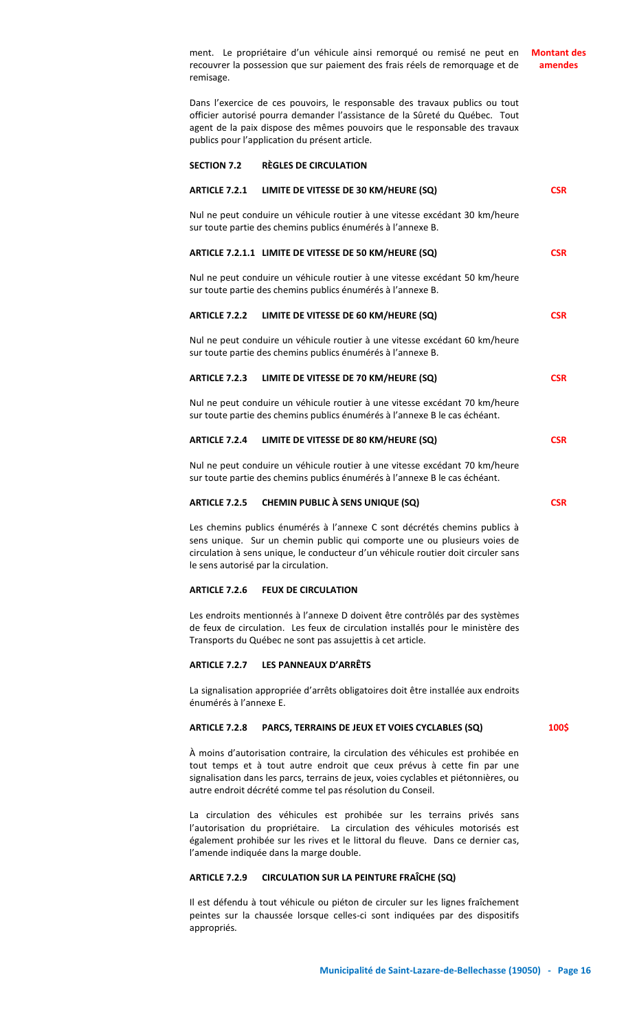ment. Le propriétaire d'un véhicule ainsi remorqué ou remisé ne peut en recouvrer la possession que sur paiement des frais réels de remorquage et de remisage.

**Montant des amendes**

Dans l'exercice de ces pouvoirs, le responsable des travaux publics ou tout officier autorisé pourra demander l'assistance de la Sûreté du Québec. Tout agent de la paix dispose des mêmes pouvoirs que le responsable des travaux publics pour l'application du présent article.

## SECTION 7.2 RÈGLES DE CIRCULATION

### ARTICLE 7.2.1 LIMITE DE VITESSE DE 30 KM/HEURE (SQ) — CSR

Nul ne peut conduire un véhicule routier à une vitesse excédant 30 km/heure sur toute partie des chemins publics énumérés à l'annexe B.

### ARTICLE 7.2.1.1 LIMITE DE VITESSE DE 50 KM/HEURE (SQ) — CSR

Nul ne peut conduire un véhicule routier à une vitesse excédant 50 km/heure sur toute partie des chemins publics énumérés à l'annexe B.

### ARTICLE 7.2.2 LIMITE DE VITESSE DE 60 KM/HEURE (SQ) — CSR

Nul ne peut conduire un véhicule routier à une vitesse excédant 60 km/heure sur toute partie des chemins publics énumérés à l'annexe B.

### ARTICLE 7.2.3 LIMITE DE VITESSE DE 70 KM/HEURE (SQ) — CSR

Nul ne peut conduire un véhicule routier à une vitesse excédant 70 km/heure sur toute partie des chemins publics énumérés à l'annexe B le cas échéant.

### ARTICLE 7.2.4 LIMITE DE VITESSE DE 80 KM/HEURE (SQ) — CSR

Nul ne peut conduire un véhicule routier à une vitesse excédant 70 km/heure sur toute partie des chemins publics énumérés à l'annexe B le cas échéant.

### ARTICLE 7.2.5 CHEMIN PUBLIC À SENS UNIQUE (SQ) — CSR

Les chemins publics énumérés à l'annexe C sont décrétés chemins publics à sens unique. Sur un chemin public qui comporte une ou plusieurs voies de circulation à sens unique, le conducteur d'un véhicule routier doit circuler sans le sens autorisé par la circulation.

### ARTICLE 7.2.6 FEUX DE CIRCULATION

Les endroits mentionnés à l'annexe D doivent être contrôlés par des systèmes de feux de circulation. Les feux de circulation installés pour le ministère des Transports du Québec ne sont pas assujettis à cet article.

### ARTICLE 7.2.7 LES PANNEAUX D'ARRÊTS

La signalisation appropriée d'arrêts obligatoires doit être installée aux endroits énumérés à l'annexe E.

### ARTICLE 7.2.8 PARCS, TERRAINS DE JEUX ET VOIES CYCLABLES (SQ) — 100$

À moins d'autorisation contraire, la circulation des véhicules est prohibée en tout temps et à tout autre endroit que ceux prévus à cette fin par une signalisation dans les parcs, terrains de jeux, voies cyclables et piétonnières, ou autre endroit décrété comme tel pas résolution du Conseil.

La circulation des véhicules est prohibée sur les terrains privés sans l'autorisation du propriétaire. La circulation des véhicules motorisés est également prohibée sur les rives et le littoral du fleuve. Dans ce dernier cas, l'amende indiquée dans la marge double.

### ARTICLE 7.2.9 CIRCULATION SUR LA PEINTURE FRAÎCHE (SQ)

Il est défendu à tout véhicule ou piéton de circuler sur les lignes fraîchement peintes sur la chaussée lorsque celles-ci sont indiquées par des dispositifs appropriés.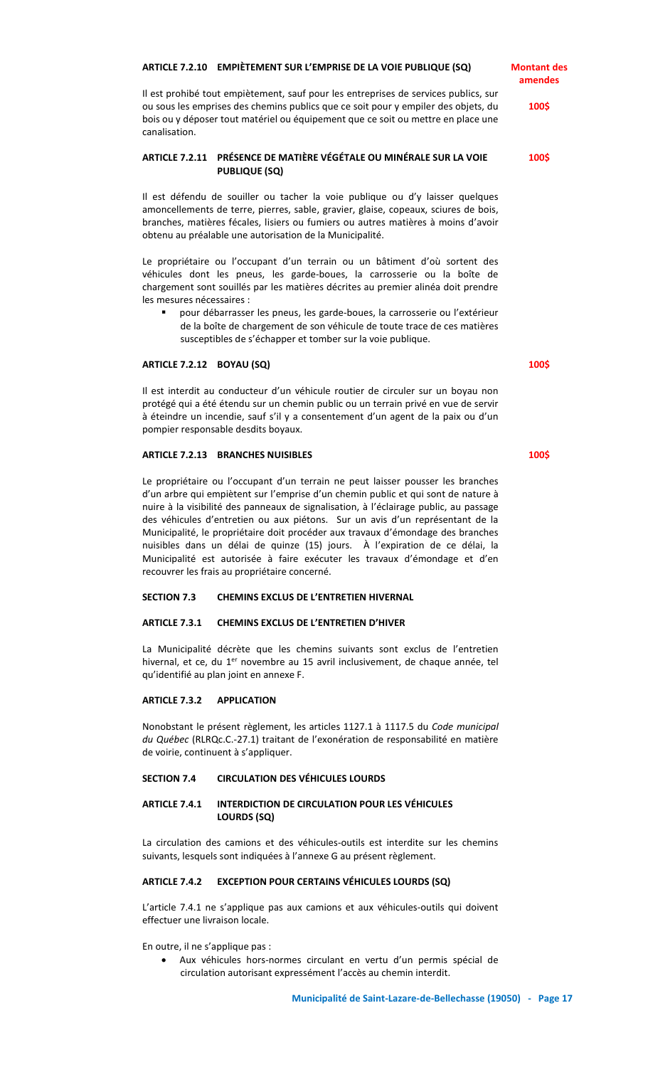### ARTICLE 7.2.10 EMPIÈTEMENT SUR L'EMPRISE DE LA VOIE PUBLIQUE (SQ)

**Montant des amendes**

Il est prohibé tout empiètement, sauf pour les entreprises de services publics, sur ou sous les emprises des chemins publics que ce soit pour y empiler des objets, du bois ou y déposer tout matériel ou équipement que ce soit ou mettre en place une canalisation.

**100$**

### ARTICLE 7.2.11 PRÉSENCE DE MATIÈRE VÉGÉTALE OU MINÉRALE SUR LA VOIE PUBLIQUE (SQ)

**100$**

Il est défendu de souiller ou tacher la voie publique ou d'y laisser quelques amoncellements de terre, pierres, sable, gravier, glaise, copeaux, sciures de bois, branches, matières fécales, lisiers ou fumiers ou autres matières à moins d'avoir obtenu au préalable une autorisation de la Municipalité.

Le propriétaire ou l'occupant d'un terrain ou un bâtiment d'où sortent des véhicules dont les pneus, les garde-boues, la carrosserie ou la boîte de chargement sont souillés par les matières décrites au premier alinéa doit prendre les mesures nécessaires :

- pour débarrasser les pneus, les garde-boues, la carrosserie ou l'extérieur de la boîte de chargement de son véhicule de toute trace de ces matières susceptibles de s'échapper et tomber sur la voie publique.

### ARTICLE 7.2.12 BOYAU (SQ)

**100$**

Il est interdit au conducteur d'un véhicule routier de circuler sur un boyau non protégé qui a été étendu sur un chemin public ou un terrain privé en vue de servir à éteindre un incendie, sauf s'il y a consentement d'un agent de la paix ou d'un pompier responsable desdits boyaux.

### ARTICLE 7.2.13 BRANCHES NUISIBLES

**100$**

Le propriétaire ou l'occupant d'un terrain ne peut laisser pousser les branches d'un arbre qui empiètent sur l'emprise d'un chemin public et qui sont de nature à nuire à la visibilité des panneaux de signalisation, à l'éclairage public, au passage des véhicules d'entretien ou aux piétons. Sur un avis d'un représentant de la Municipalité, le propriétaire doit procéder aux travaux d'émondage des branches nuisibles dans un délai de quinze (15) jours. À l'expiration de ce délai, la Municipalité est autorisée à faire exécuter les travaux d'émondage et d'en recouvrer les frais au propriétaire concerné.

## SECTION 7.3 CHEMINS EXCLUS DE L'ENTRETIEN HIVERNAL

### ARTICLE 7.3.1 CHEMINS EXCLUS DE L'ENTRETIEN D'HIVER

La Municipalité décrète que les chemins suivants sont exclus de l'entretien hivernal, et ce, du 1er novembre au 15 avril inclusivement, de chaque année, tel qu'identifié au plan joint en annexe F.

### ARTICLE 7.3.2 APPLICATION

Nonobstant le présent règlement, les articles 1127.1 à 1117.5 du *Code municipal du Québec* (RLRQc.C.-27.1) traitant de l'exonération de responsabilité en matière de voirie, continuent à s'appliquer.

## SECTION 7.4 CIRCULATION DES VÉHICULES LOURDS

### ARTICLE 7.4.1 INTERDICTION DE CIRCULATION POUR LES VÉHICULES LOURDS (SQ)

La circulation des camions et des véhicules-outils est interdite sur les chemins suivants, lesquels sont indiquées à l'annexe G au présent règlement.

### ARTICLE 7.4.2 EXCEPTION POUR CERTAINS VÉHICULES LOURDS (SQ)

L'article 7.4.1 ne s'applique pas aux camions et aux véhicules-outils qui doivent effectuer une livraison locale.

En outre, il ne s'applique pas :

- Aux véhicules hors-normes circulant en vertu d'un permis spécial de circulation autorisant expressément l'accès au chemin interdit.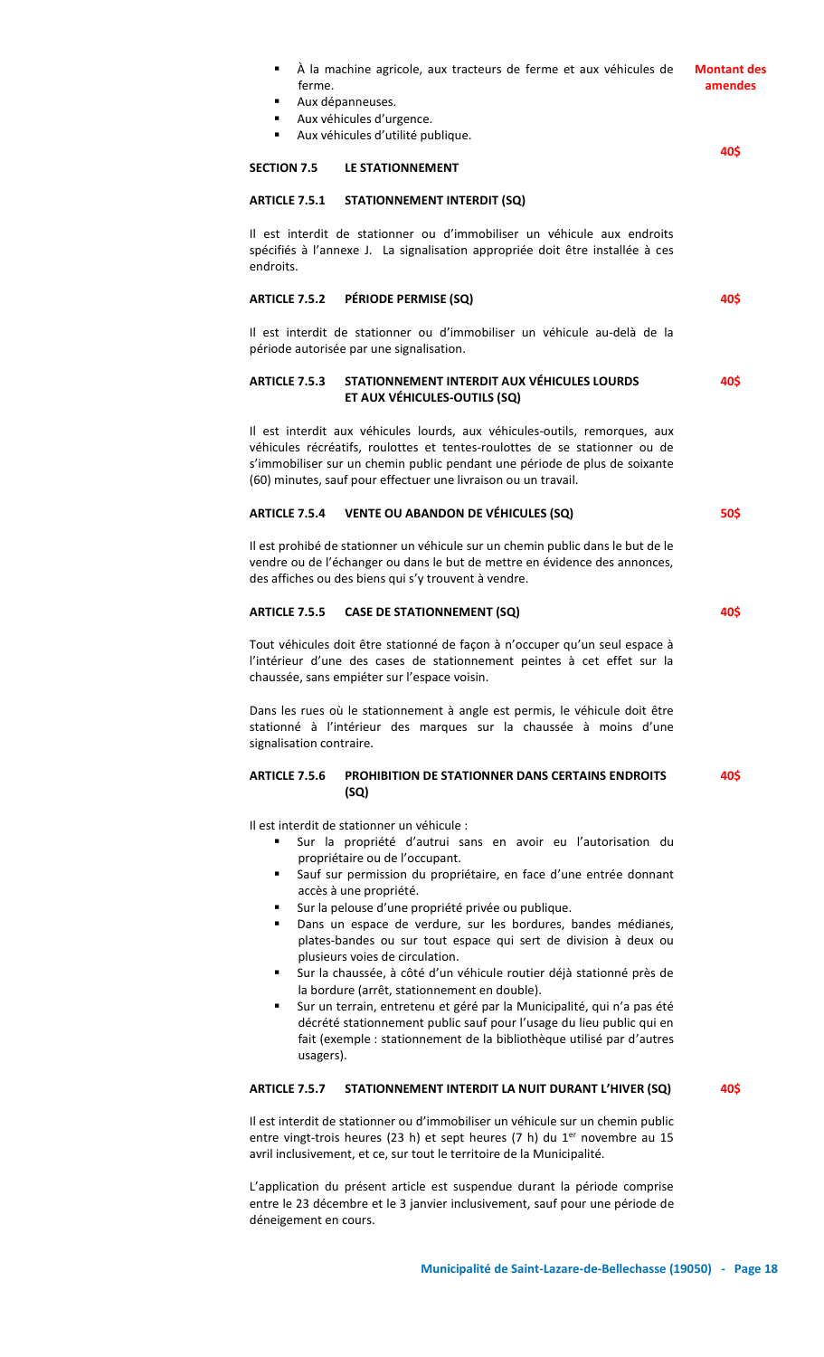- À la machine agricole, aux tracteurs de ferme et aux véhicules de ferme.
- Aux dépanneuses.
- Aux véhicules d'urgence.
- Aux véhicules d'utilité publique.

**Montant des amendes**

## SECTION 7.5 LE STATIONNEMENT

### ARTICLE 7.5.1 STATIONNEMENT INTERDIT (SQ)

**40$**

Il est interdit de stationner ou d'immobiliser un véhicule aux endroits spécifiés à l'annexe J. La signalisation appropriée doit être installée à ces endroits.

### ARTICLE 7.5.2 PÉRIODE PERMISE (SQ)

**40$**

Il est interdit de stationner ou d'immobiliser un véhicule au-delà de la période autorisée par une signalisation.

### ARTICLE 7.5.3 STATIONNEMENT INTERDIT AUX VÉHICULES LOURDS ET AUX VÉHICULES-OUTILS (SQ)

**40$**

Il est interdit aux véhicules lourds, aux véhicules-outils, remorques, aux véhicules récréatifs, roulottes et tentes-roulottes de se stationner ou de s'immobiliser sur un chemin public pendant une période de plus de soixante (60) minutes, sauf pour effectuer une livraison ou un travail.

### ARTICLE 7.5.4 VENTE OU ABANDON DE VÉHICULES (SQ)

**50$**

Il est prohibé de stationner un véhicule sur un chemin public dans le but de le vendre ou de l'échanger ou dans le but de mettre en évidence des annonces, des affiches ou des biens qui s'y trouvent à vendre.

### ARTICLE 7.5.5 CASE DE STATIONNEMENT (SQ)

**40$**

Tout véhicules doit être stationné de façon à n'occuper qu'un seul espace à l'intérieur d'une des cases de stationnement peintes à cet effet sur la chaussée, sans empiéter sur l'espace voisin.

Dans les rues où le stationnement à angle est permis, le véhicule doit être stationné à l'intérieur des marques sur la chaussée à moins d'une signalisation contraire.

### ARTICLE 7.5.6 PROHIBITION DE STATIONNER DANS CERTAINS ENDROITS (SQ)

**40$**

Il est interdit de stationner un véhicule :

- Sur la propriété d'autrui sans en avoir eu l'autorisation du propriétaire ou de l'occupant.
- Sauf sur permission du propriétaire, en face d'une entrée donnant accès à une propriété.
- Sur la pelouse d'une propriété privée ou publique.
- Dans un espace de verdure, sur les bordures, bandes médianes, plates-bandes ou sur tout espace qui sert de division à deux ou plusieurs voies de circulation.
- Sur la chaussée, à côté d'un véhicule routier déjà stationné près de la bordure (arrêt, stationnement en double).
- Sur un terrain, entretenu et géré par la Municipalité, qui n'a pas été décrété stationnement public sauf pour l'usage du lieu public qui en fait (exemple : stationnement de la bibliothèque utilisé par d'autres usagers).

### ARTICLE 7.5.7 STATIONNEMENT INTERDIT LA NUIT DURANT L'HIVER (SQ)

**40$**

Il est interdit de stationner ou d'immobiliser un véhicule sur un chemin public entre vingt-trois heures (23 h) et sept heures (7 h) du 1er novembre au 15 avril inclusivement, et ce, sur tout le territoire de la Municipalité.

L'application du présent article est suspendue durant la période comprise entre le 23 décembre et le 3 janvier inclusivement, sauf pour une période de déneigement en cours.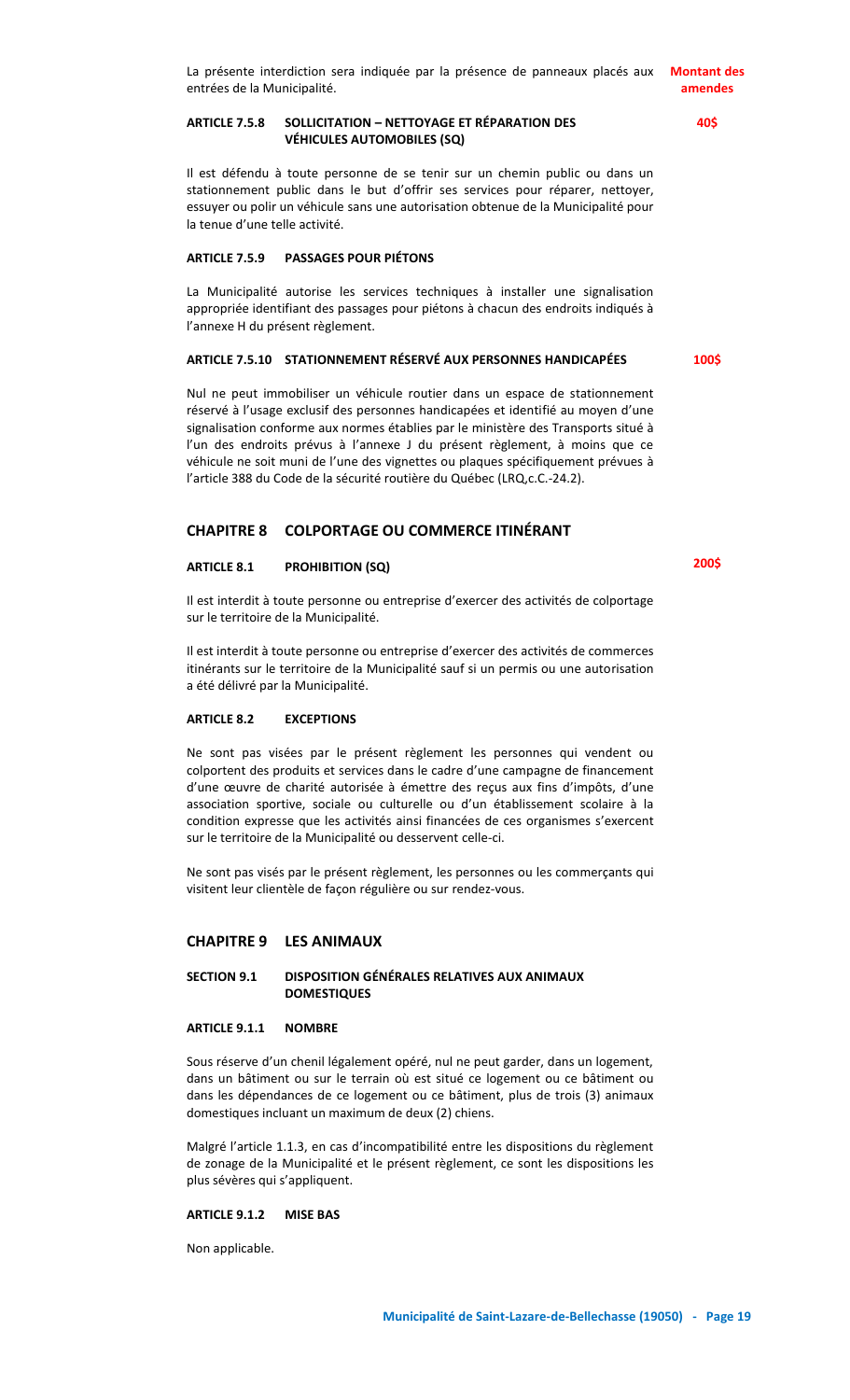La présente interdiction sera indiquée par la présence de panneaux placés aux entrées de la Municipalité.

**Montant des amendes**

#### ARTICLE 7.5.8 SOLLICITATION – NETTOYAGE ET RÉPARATION DES VÉHICULES AUTOMOBILES (SQ)

**40$**

Il est défendu à toute personne de se tenir sur un chemin public ou dans un stationnement public dans le but d'offrir ses services pour réparer, nettoyer, essuyer ou polir un véhicule sans une autorisation obtenue de la Municipalité pour la tenue d'une telle activité.

#### ARTICLE 7.5.9 PASSAGES POUR PIÉTONS

La Municipalité autorise les services techniques à installer une signalisation appropriée identifiant des passages pour piétons à chacun des endroits indiqués à l'annexe H du présent règlement.

#### ARTICLE 7.5.10 STATIONNEMENT RÉSERVÉ AUX PERSONNES HANDICAPÉES

**100$**

Nul ne peut immobiliser un véhicule routier dans un espace de stationnement réservé à l'usage exclusif des personnes handicapées et identifié au moyen d'une signalisation conforme aux normes établies par le ministère des Transports situé à l'un des endroits prévus à l'annexe J du présent règlement, à moins que ce véhicule ne soit muni de l'une des vignettes ou plaques spécifiquement prévues à l'article 388 du Code de la sécurité routière du Québec (LRQ,c.C.-24.2).

## CHAPITRE 8 COLPORTAGE OU COMMERCE ITINÉRANT

#### ARTICLE 8.1 PROHIBITION (SQ)

**200$**

Il est interdit à toute personne ou entreprise d'exercer des activités de colportage sur le territoire de la Municipalité.

Il est interdit à toute personne ou entreprise d'exercer des activités de commerces itinérants sur le territoire de la Municipalité sauf si un permis ou une autorisation a été délivré par la Municipalité.

#### ARTICLE 8.2 EXCEPTIONS

Ne sont pas visées par le présent règlement les personnes qui vendent ou colportent des produits et services dans le cadre d'une campagne de financement d'une œuvre de charité autorisée à émettre des reçus aux fins d'impôts, d'une association sportive, sociale ou culturelle ou d'un établissement scolaire à la condition expresse que les activités ainsi financées de ces organismes s'exercent sur le territoire de la Municipalité ou desservent celle-ci.

Ne sont pas visés par le présent règlement, les personnes ou les commerçants qui visitent leur clientèle de façon régulière ou sur rendez-vous.

## CHAPITRE 9 LES ANIMAUX

### SECTION 9.1 DISPOSITION GÉNÉRALES RELATIVES AUX ANIMAUX DOMESTIQUES

#### ARTICLE 9.1.1 NOMBRE

Sous réserve d'un chenil légalement opéré, nul ne peut garder, dans un logement, dans un bâtiment ou sur le terrain où est situé ce logement ou ce bâtiment ou dans les dépendances de ce logement ou ce bâtiment, plus de trois (3) animaux domestiques incluant un maximum de deux (2) chiens.

Malgré l'article 1.1.3, en cas d'incompatibilité entre les dispositions du règlement de zonage de la Municipalité et le présent règlement, ce sont les dispositions les plus sévères qui s'appliquent.

#### ARTICLE 9.1.2 MISE BAS

Non applicable.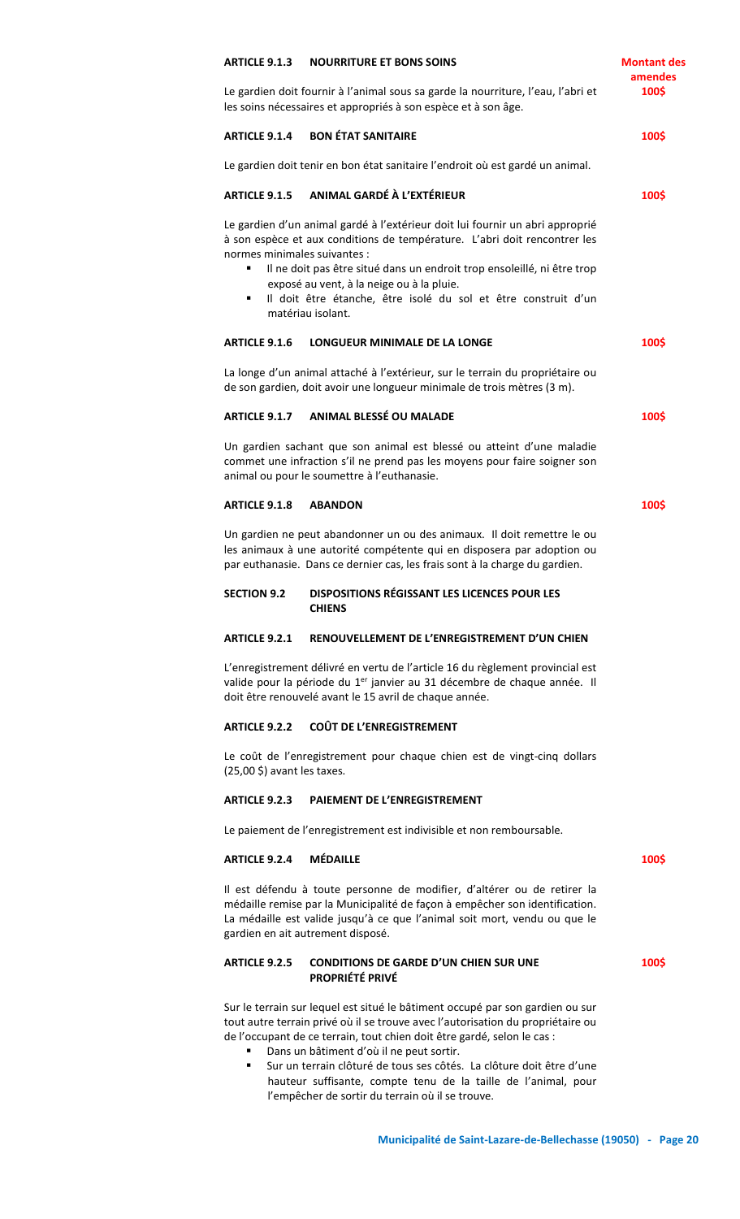### ARTICLE 9.1.3 NOURRITURE ET BONS SOINS

**Montant des amendes**

**100$**

Le gardien doit fournir à l'animal sous sa garde la nourriture, l'eau, l'abri et les soins nécessaires et appropriés à son espèce et à son âge.

### ARTICLE 9.1.4 BON ÉTAT SANITAIRE

**100$**

Le gardien doit tenir en bon état sanitaire l'endroit où est gardé un animal.

### ARTICLE 9.1.5 ANIMAL GARDÉ À L'EXTÉRIEUR

**100$**

Le gardien d'un animal gardé à l'extérieur doit lui fournir un abri approprié à son espèce et aux conditions de température. L'abri doit rencontrer les normes minimales suivantes :

- Il ne doit pas être situé dans un endroit trop ensoleillé, ni être trop exposé au vent, à la neige ou à la pluie.
- Il doit être étanche, être isolé du sol et être construit d'un matériau isolant.

### ARTICLE 9.1.6 LONGUEUR MINIMALE DE LA LONGE

**100$**

La longe d'un animal attaché à l'extérieur, sur le terrain du propriétaire ou de son gardien, doit avoir une longueur minimale de trois mètres (3 m).

### ARTICLE 9.1.7 ANIMAL BLESSÉ OU MALADE

**100$**

Un gardien sachant que son animal est blessé ou atteint d'une maladie commet une infraction s'il ne prend pas les moyens pour faire soigner son animal ou pour le soumettre à l'euthanasie.

### ARTICLE 9.1.8 ABANDON

**100$**

Un gardien ne peut abandonner un ou des animaux. Il doit remettre le ou les animaux à une autorité compétente qui en disposera par adoption ou par euthanasie. Dans ce dernier cas, les frais sont à la charge du gardien.

## SECTION 9.2 DISPOSITIONS RÉGISSANT LES LICENCES POUR LES CHIENS

### ARTICLE 9.2.1 RENOUVELLEMENT DE L'ENREGISTREMENT D'UN CHIEN

L'enregistrement délivré en vertu de l'article 16 du règlement provincial est valide pour la période du 1[er] janvier au 31 décembre de chaque année. Il doit être renouvelé avant le 15 avril de chaque année.

### ARTICLE 9.2.2 COÛT DE L'ENREGISTREMENT

Le coût de l'enregistrement pour chaque chien est de vingt-cinq dollars (25,00 $) avant les taxes.

### ARTICLE 9.2.3 PAIEMENT DE L'ENREGISTREMENT

Le paiement de l'enregistrement est indivisible et non remboursable.

### ARTICLE 9.2.4 MÉDAILLE

**100$**

Il est défendu à toute personne de modifier, d'altérer ou de retirer la médaille remise par la Municipalité de façon à empêcher son identification. La médaille est valide jusqu'à ce que l'animal soit mort, vendu ou que le gardien en ait autrement disposé.

### ARTICLE 9.2.5 CONDITIONS DE GARDE D'UN CHIEN SUR UNE PROPRIÉTÉ PRIVÉ

**100$**

Sur le terrain sur lequel est situé le bâtiment occupé par son gardien ou sur tout autre terrain privé où il se trouve avec l'autorisation du propriétaire ou de l'occupant de ce terrain, tout chien doit être gardé, selon le cas :

- Dans un bâtiment d'où il ne peut sortir.
- Sur un terrain clôturé de tous ses côtés. La clôture doit être d'une hauteur suffisante, compte tenu de la taille de l'animal, pour l'empêcher de sortir du terrain où il se trouve.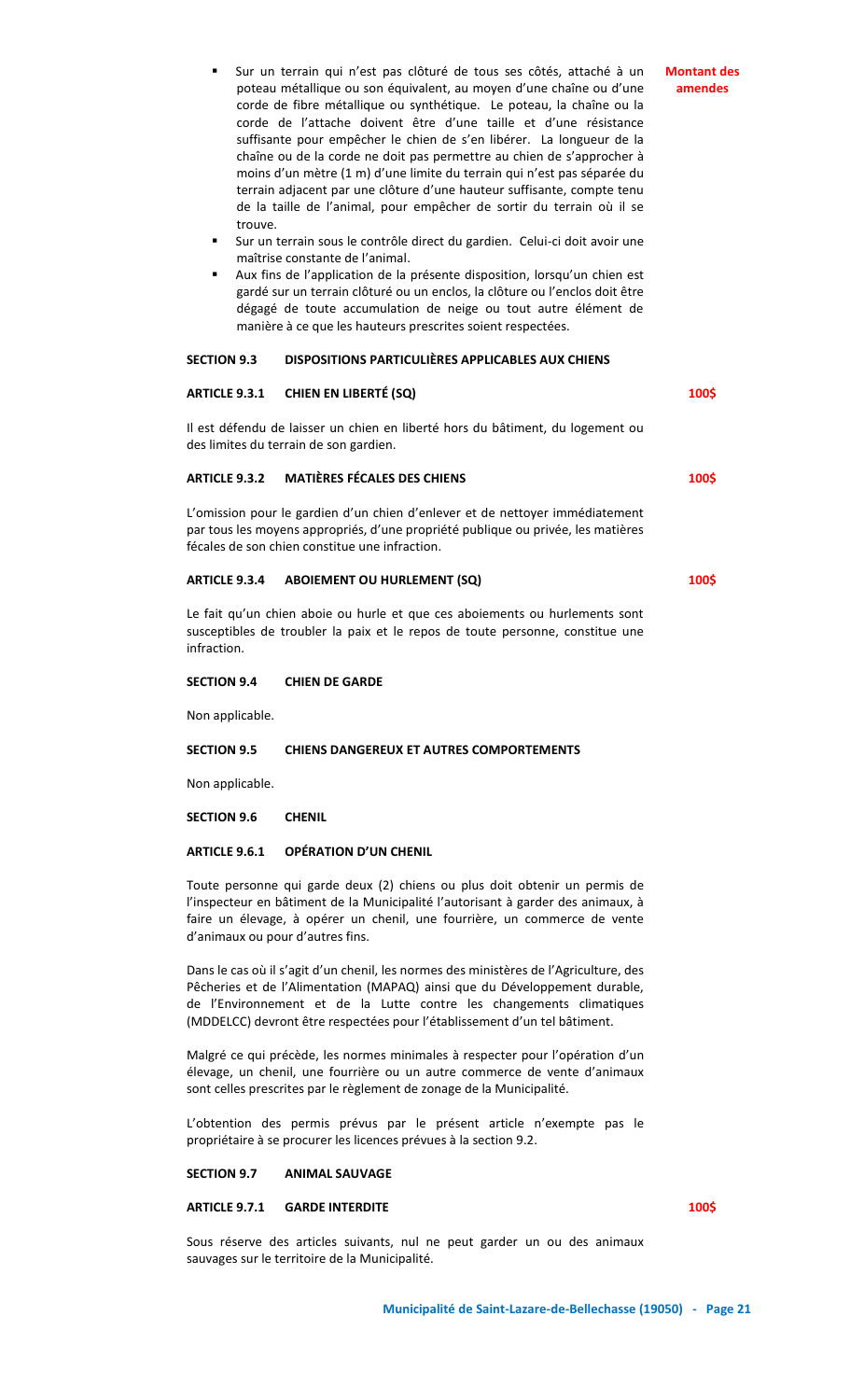**Montant des amendes**

- Sur un terrain qui n'est pas clôturé de tous ses côtés, attaché à un poteau métallique ou son équivalent, au moyen d'une chaîne ou d'une corde de fibre métallique ou synthétique. Le poteau, la chaîne ou la corde de l'attache doivent être d'une taille et d'une résistance suffisante pour empêcher le chien de s'en libérer. La longueur de la chaîne ou de la corde ne doit pas permettre au chien de s'approcher à moins d'un mètre (1 m) d'une limite du terrain qui n'est pas séparée du terrain adjacent par une clôture d'une hauteur suffisante, compte tenu de la taille de l'animal, pour empêcher de sortir du terrain où il se trouve.
- Sur un terrain sous le contrôle direct du gardien. Celui-ci doit avoir une maîtrise constante de l'animal.
- Aux fins de l'application de la présente disposition, lorsqu'un chien est gardé sur un terrain clôturé ou un enclos, la clôture ou l'enclos doit être dégagé de toute accumulation de neige ou tout autre élément de manière à ce que les hauteurs prescrites soient respectées.

## SECTION 9.3 DISPOSITIONS PARTICULIÈRES APPLICABLES AUX CHIENS

### ARTICLE 9.3.1 CHIEN EN LIBERTÉ (SQ) — 100$

Il est défendu de laisser un chien en liberté hors du bâtiment, du logement ou des limites du terrain de son gardien.

### ARTICLE 9.3.2 MATIÈRES FÉCALES DES CHIENS — 100$

L'omission pour le gardien d'un chien d'enlever et de nettoyer immédiatement par tous les moyens appropriés, d'une propriété publique ou privée, les matières fécales de son chien constitue une infraction.

### ARTICLE 9.3.4 ABOIEMENT OU HURLEMENT (SQ) — 100$

Le fait qu'un chien aboie ou hurle et que ces aboiements ou hurlements sont susceptibles de troubler la paix et le repos de toute personne, constitue une infraction.

## SECTION 9.4 CHIEN DE GARDE

Non applicable.

## SECTION 9.5 CHIENS DANGEREUX ET AUTRES COMPORTEMENTS

Non applicable.

## SECTION 9.6 CHENIL

### ARTICLE 9.6.1 OPÉRATION D'UN CHENIL

Toute personne qui garde deux (2) chiens ou plus doit obtenir un permis de l'inspecteur en bâtiment de la Municipalité l'autorisant à garder des animaux, à faire un élevage, à opérer un chenil, une fourrière, un commerce de vente d'animaux ou pour d'autres fins.

Dans le cas où il s'agit d'un chenil, les normes des ministères de l'Agriculture, des Pêcheries et de l'Alimentation (MAPAQ) ainsi que du Développement durable, de l'Environnement et de la Lutte contre les changements climatiques (MDDELCC) devront être respectées pour l'établissement d'un tel bâtiment.

Malgré ce qui précède, les normes minimales à respecter pour l'opération d'un élevage, un chenil, une fourrière ou un autre commerce de vente d'animaux sont celles prescrites par le règlement de zonage de la Municipalité.

L'obtention des permis prévus par le présent article n'exempte pas le propriétaire à se procurer les licences prévues à la section 9.2.

## SECTION 9.7 ANIMAL SAUVAGE

### ARTICLE 9.7.1 GARDE INTERDITE — 100$

Sous réserve des articles suivants, nul ne peut garder un ou des animaux sauvages sur le territoire de la Municipalité.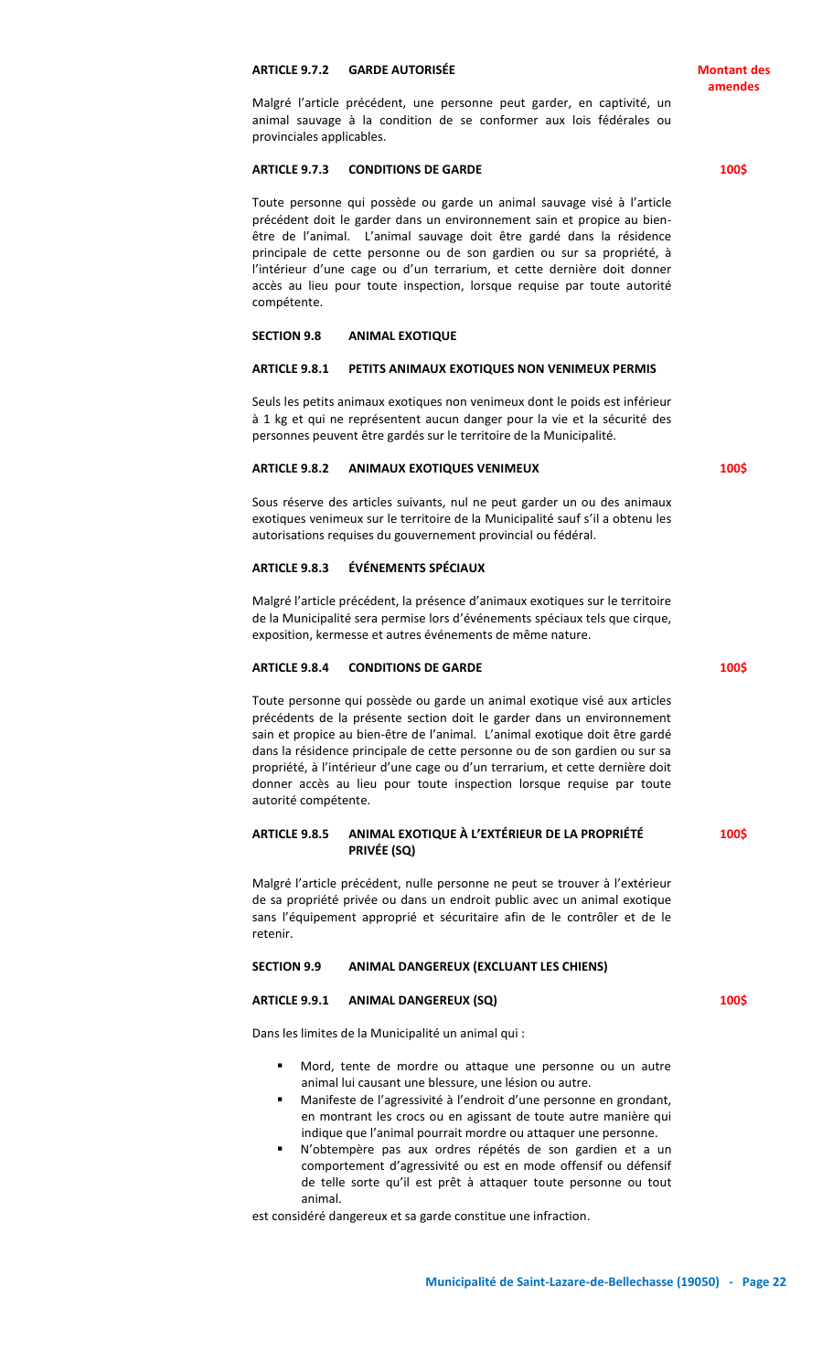### ARTICLE 9.7.2 GARDE AUTORISÉE

**Montant des amendes**

Malgré l'article précédent, une personne peut garder, en captivité, un animal sauvage à la condition de se conformer aux lois fédérales ou provinciales applicables.

### ARTICLE 9.7.3 CONDITIONS DE GARDE

**100$**

Toute personne qui possède ou garde un animal sauvage visé à l'article précédent doit le garder dans un environnement sain et propice au bien-être de l'animal. L'animal sauvage doit être gardé dans la résidence principale de cette personne ou de son gardien ou sur sa propriété, à l'intérieur d'une cage ou d'un terrarium, et cette dernière doit donner accès au lieu pour toute inspection, lorsque requise par toute autorité compétente.

## SECTION 9.8 ANIMAL EXOTIQUE

### ARTICLE 9.8.1 PETITS ANIMAUX EXOTIQUES NON VENIMEUX PERMIS

Seuls les petits animaux exotiques non venimeux dont le poids est inférieur à 1 kg et qui ne représentent aucun danger pour la vie et la sécurité des personnes peuvent être gardés sur le territoire de la Municipalité.

### ARTICLE 9.8.2 ANIMAUX EXOTIQUES VENIMEUX

**100$**

Sous réserve des articles suivants, nul ne peut garder un ou des animaux exotiques venimeux sur le territoire de la Municipalité sauf s'il a obtenu les autorisations requises du gouvernement provincial ou fédéral.

### ARTICLE 9.8.3 ÉVÉNEMENTS SPÉCIAUX

Malgré l'article précédent, la présence d'animaux exotiques sur le territoire de la Municipalité sera permise lors d'événements spéciaux tels que cirque, exposition, kermesse et autres événements de même nature.

### ARTICLE 9.8.4 CONDITIONS DE GARDE

**100$**

Toute personne qui possède ou garde un animal exotique visé aux articles précédents de la présente section doit le garder dans un environnement sain et propice au bien-être de l'animal. L'animal exotique doit être gardé dans la résidence principale de cette personne ou de son gardien ou sur sa propriété, à l'intérieur d'une cage ou d'un terrarium, et cette dernière doit donner accès au lieu pour toute inspection lorsque requise par toute autorité compétente.

### ARTICLE 9.8.5 ANIMAL EXOTIQUE À L'EXTÉRIEUR DE LA PROPRIÉTÉ PRIVÉE (SQ)

**100$**

Malgré l'article précédent, nulle personne ne peut se trouver à l'extérieur de sa propriété privée ou dans un endroit public avec un animal exotique sans l'équipement approprié et sécuritaire afin de le contrôler et de le retenir.

## SECTION 9.9 ANIMAL DANGEREUX (EXCLUANT LES CHIENS)

### ARTICLE 9.9.1 ANIMAL DANGEREUX (SQ)

**100$**

Dans les limites de la Municipalité un animal qui :

- Mord, tente de mordre ou attaque une personne ou un autre animal lui causant une blessure, une lésion ou autre.
- Manifeste de l'agressivité à l'endroit d'une personne en grondant, en montrant les crocs ou en agissant de toute autre manière qui indique que l'animal pourrait mordre ou attaquer une personne.
- N'obtempère pas aux ordres répétés de son gardien et a un comportement d'agressivité ou est en mode offensif ou défensif de telle sorte qu'il est prêt à attaquer toute personne ou tout animal.

est considéré dangereux et sa garde constitue une infraction.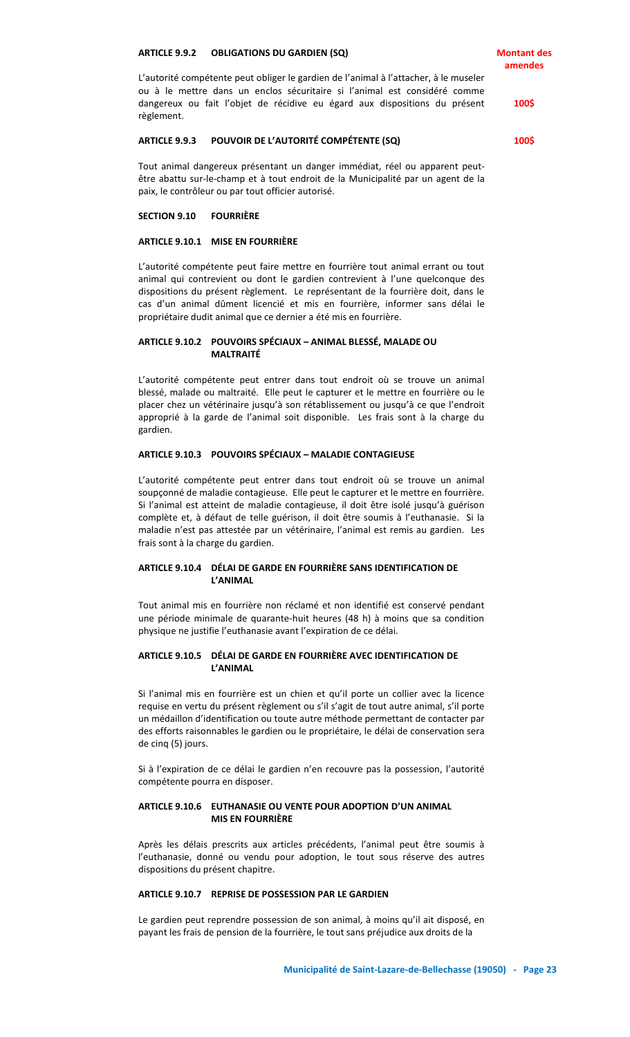#### ARTICLE 9.9.2 OBLIGATIONS DU GARDIEN (SQ)

**Montant des amendes**

L'autorité compétente peut obliger le gardien de l'animal à l'attacher, à le museler ou à le mettre dans un enclos sécuritaire si l'animal est considéré comme dangereux ou fait l'objet de récidive eu égard aux dispositions du présent règlement. **100$**

#### ARTICLE 9.9.3 POUVOIR DE L'AUTORITÉ COMPÉTENTE (SQ) **100$**

Tout animal dangereux présentant un danger immédiat, réel ou apparent peut-être abattu sur-le-champ et à tout endroit de la Municipalité par un agent de la paix, le contrôleur ou par tout officier autorisé.

### SECTION 9.10 FOURRIÈRE

#### ARTICLE 9.10.1 MISE EN FOURRIÈRE

L'autorité compétente peut faire mettre en fourrière tout animal errant ou tout animal qui contrevient ou dont le gardien contrevient à l'une quelconque des dispositions du présent règlement. Le représentant de la fourrière doit, dans le cas d'un animal dûment licencié et mis en fourrière, informer sans délai le propriétaire dudit animal que ce dernier a été mis en fourrière.

#### ARTICLE 9.10.2 POUVOIRS SPÉCIAUX – ANIMAL BLESSÉ, MALADE OU MALTRAITÉ

L'autorité compétente peut entrer dans tout endroit où se trouve un animal blessé, malade ou maltraité. Elle peut le capturer et le mettre en fourrière ou le placer chez un vétérinaire jusqu'à son rétablissement ou jusqu'à ce que l'endroit approprié à la garde de l'animal soit disponible. Les frais sont à la charge du gardien.

#### ARTICLE 9.10.3 POUVOIRS SPÉCIAUX – MALADIE CONTAGIEUSE

L'autorité compétente peut entrer dans tout endroit où se trouve un animal soupçonné de maladie contagieuse. Elle peut le capturer et le mettre en fourrière. Si l'animal est atteint de maladie contagieuse, il doit être isolé jusqu'à guérison complète et, à défaut de telle guérison, il doit être soumis à l'euthanasie. Si la maladie n'est pas attestée par un vétérinaire, l'animal est remis au gardien. Les frais sont à la charge du gardien.

#### ARTICLE 9.10.4 DÉLAI DE GARDE EN FOURRIÈRE SANS IDENTIFICATION DE L'ANIMAL

Tout animal mis en fourrière non réclamé et non identifié est conservé pendant une période minimale de quarante-huit heures (48 h) à moins que sa condition physique ne justifie l'euthanasie avant l'expiration de ce délai.

#### ARTICLE 9.10.5 DÉLAI DE GARDE EN FOURRIÈRE AVEC IDENTIFICATION DE L'ANIMAL

Si l'animal mis en fourrière est un chien et qu'il porte un collier avec la licence requise en vertu du présent règlement ou s'il s'agit de tout autre animal, s'il porte un médaillon d'identification ou toute autre méthode permettant de contacter par des efforts raisonnables le gardien ou le propriétaire, le délai de conservation sera de cinq (5) jours.

Si à l'expiration de ce délai le gardien n'en recouvre pas la possession, l'autorité compétente pourra en disposer.

#### ARTICLE 9.10.6 EUTHANASIE OU VENTE POUR ADOPTION D'UN ANIMAL MIS EN FOURRIÈRE

Après les délais prescrits aux articles précédents, l'animal peut être soumis à l'euthanasie, donné ou vendu pour adoption, le tout sous réserve des autres dispositions du présent chapitre.

#### ARTICLE 9.10.7 REPRISE DE POSSESSION PAR LE GARDIEN

Le gardien peut reprendre possession de son animal, à moins qu'il ait disposé, en payant les frais de pension de la fourrière, le tout sans préjudice aux droits de la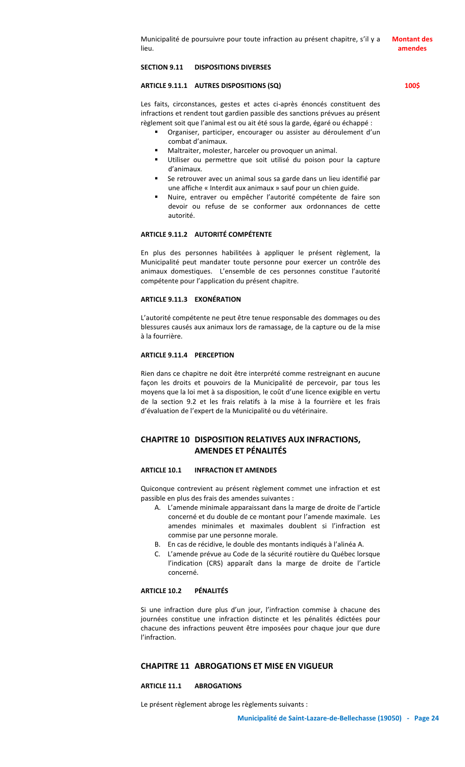Municipalité de poursuivre pour toute infraction au présent chapitre, s'il y a lieu.

**Montant des amendes**

#### SECTION 9.11 DISPOSITIONS DIVERSES

#### ARTICLE 9.11.1 AUTRES DISPOSITIONS (SQ)

**100$**

Les faits, circonstances, gestes et actes ci-après énoncés constituent des infractions et rendent tout gardien passible des sanctions prévues au présent règlement soit que l'animal est ou ait été sous la garde, égaré ou échappé :

- Organiser, participer, encourager ou assister au déroulement d'un combat d'animaux.
- Maltraiter, molester, harceler ou provoquer un animal.
- Utiliser ou permettre que soit utilisé du poison pour la capture d'animaux.
- Se retrouver avec un animal sous sa garde dans un lieu identifié par une affiche « Interdit aux animaux » sauf pour un chien guide.
- Nuire, entraver ou empêcher l'autorité compétente de faire son devoir ou refuse de se conformer aux ordonnances de cette autorité.

#### ARTICLE 9.11.2 AUTORITÉ COMPÉTENTE

En plus des personnes habilitées à appliquer le présent règlement, la Municipalité peut mandater toute personne pour exercer un contrôle des animaux domestiques. L'ensemble de ces personnes constitue l'autorité compétente pour l'application du présent chapitre.

#### ARTICLE 9.11.3 EXONÉRATION

L'autorité compétente ne peut être tenue responsable des dommages ou des blessures causés aux animaux lors de ramassage, de la capture ou de la mise à la fourrière.

#### ARTICLE 9.11.4 PERCEPTION

Rien dans ce chapitre ne doit être interprété comme restreignant en aucune façon les droits et pouvoirs de la Municipalité de percevoir, par tous les moyens que la loi met à sa disposition, le coût d'une licence exigible en vertu de la section 9.2 et les frais relatifs à la mise à la fourrière et les frais d'évaluation de l'expert de la Municipalité ou du vétérinaire.

## CHAPITRE 10 DISPOSITION RELATIVES AUX INFRACTIONS, AMENDES ET PÉNALITÉS

#### ARTICLE 10.1 INFRACTION ET AMENDES

Quiconque contrevient au présent règlement commet une infraction et est passible en plus des frais des amendes suivantes :

A. L'amende minimale apparaissant dans la marge de droite de l'article concerné et du double de ce montant pour l'amende maximale. Les amendes minimales et maximales doublent si l'infraction est commise par une personne morale.
B. En cas de récidive, le double des montants indiqués à l'alinéa A.
C. L'amende prévue au Code de la sécurité routière du Québec lorsque l'indication (CRS) apparaît dans la marge de droite de l'article concerné.

#### ARTICLE 10.2 PÉNALITÉS

Si une infraction dure plus d'un jour, l'infraction commise à chacune des journées constitue une infraction distincte et les pénalités édictées pour chacune des infractions peuvent être imposées pour chaque jour que dure l'infraction.

## CHAPITRE 11 ABROGATIONS ET MISE EN VIGUEUR

#### ARTICLE 11.1 ABROGATIONS

Le présent règlement abroge les règlements suivants :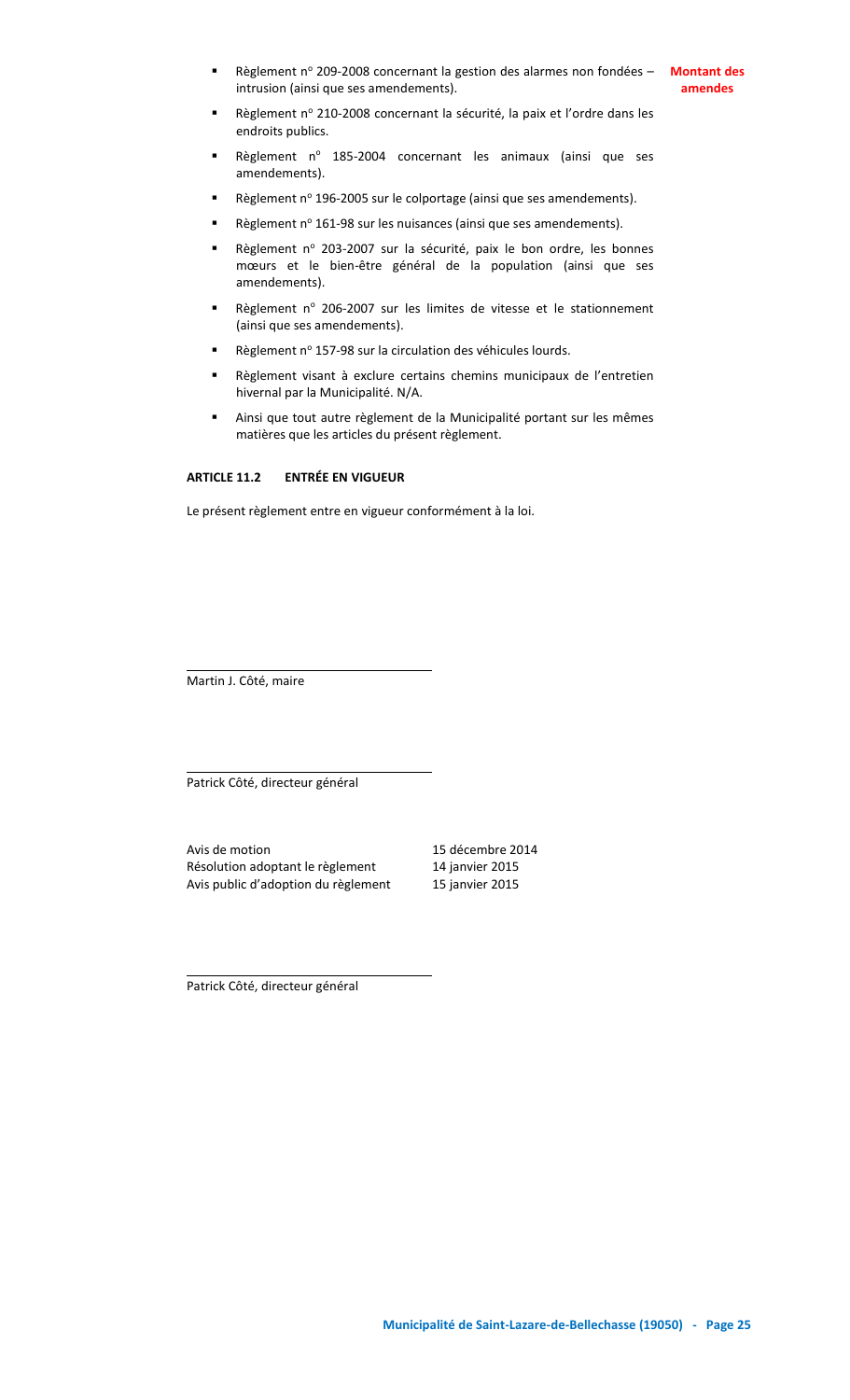- Règlement n° 209-2008 concernant la gestion des alarmes non fondées – intrusion (ainsi que ses amendements).

**Montant des amendes**

- Règlement n° 210-2008 concernant la sécurité, la paix et l'ordre dans les endroits publics.
- Règlement n° 185-2004 concernant les animaux (ainsi que ses amendements).
- Règlement n° 196-2005 sur le colportage (ainsi que ses amendements).
- Règlement n° 161-98 sur les nuisances (ainsi que ses amendements).
- Règlement n° 203-2007 sur la sécurité, paix le bon ordre, les bonnes mœurs et le bien-être général de la population (ainsi que ses amendements).
- Règlement n° 206-2007 sur les limites de vitesse et le stationnement (ainsi que ses amendements).
- Règlement n° 157-98 sur la circulation des véhicules lourds.
- Règlement visant à exclure certains chemins municipaux de l'entretien hivernal par la Municipalité. N/A.
- Ainsi que tout autre règlement de la Municipalité portant sur les mêmes matières que les articles du présent règlement.

**ARTICLE 11.2 ENTRÉE EN VIGUEUR**

Le présent règlement entre en vigueur conformément à la loi.

\_\_\_\_\_\_\_\_\_\_\_\_\_\_\_\_\_\_\_\_\_\_\_\_\_\_\_\_\_\_\_\_\_\_\_

Martin J. Côté, maire

\_\_\_\_\_\_\_\_\_\_\_\_\_\_\_\_\_\_\_\_\_\_\_\_\_\_\_\_\_\_\_\_\_\_\_

Patrick Côté, directeur général

| | |
|---|---|
| Avis de motion | 15 décembre 2014 |
| Résolution adoptant le règlement | 14 janvier 2015 |
| Avis public d'adoption du règlement | 15 janvier 2015 |

\_\_\_\_\_\_\_\_\_\_\_\_\_\_\_\_\_\_\_\_\_\_\_\_\_\_\_\_\_\_\_\_\_\_\_

Patrick Côté, directeur général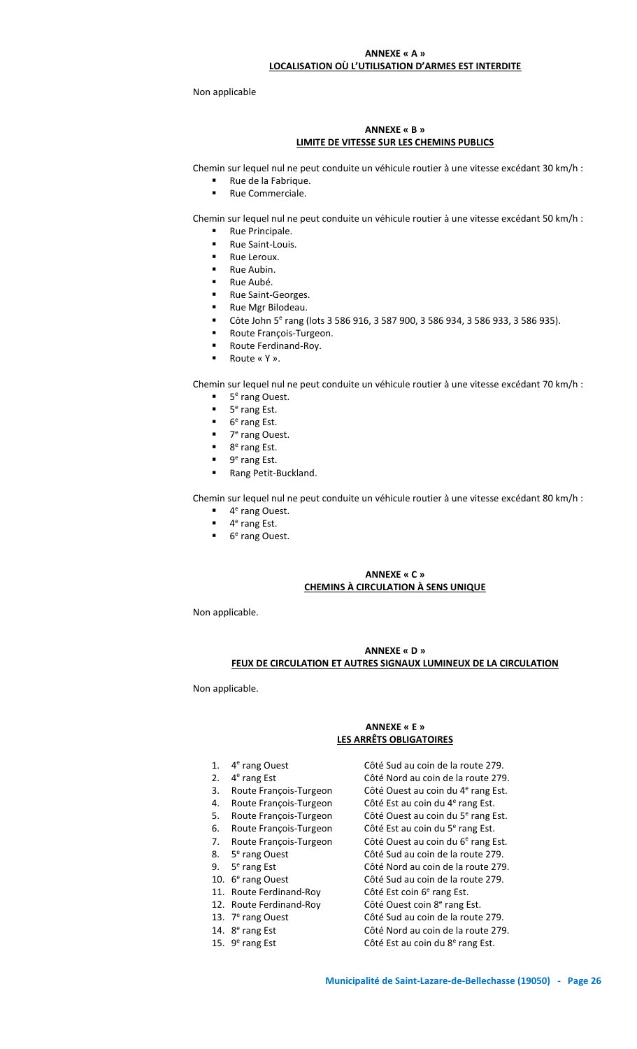## ANNEXE « A »
## LOCALISATION OÙ L'UTILISATION D'ARMES EST INTERDITE

Non applicable

## ANNEXE « B »
## LIMITE DE VITESSE SUR LES CHEMINS PUBLICS

Chemin sur lequel nul ne peut conduite un véhicule routier à une vitesse excédant 30 km/h :

- Rue de la Fabrique.
- Rue Commerciale.

Chemin sur lequel nul ne peut conduite un véhicule routier à une vitesse excédant 50 km/h :

- Rue Principale.
- Rue Saint-Louis.
- Rue Leroux.
- Rue Aubin.
- Rue Aubé.
- Rue Saint-Georges.
- Rue Mgr Bilodeau.
- Côte John 5e rang (lots 3 586 916, 3 587 900, 3 586 934, 3 586 933, 3 586 935).
- Route François-Turgeon.
- Route Ferdinand-Roy.
- Route « Y ».

Chemin sur lequel nul ne peut conduite un véhicule routier à une vitesse excédant 70 km/h :

- 5e rang Ouest.
- 5e rang Est.
- 6e rang Est.
- 7e rang Ouest.
- 8e rang Est.
- 9e rang Est.
- Rang Petit-Buckland.

Chemin sur lequel nul ne peut conduite un véhicule routier à une vitesse excédant 80 km/h :

- 4e rang Ouest.
- 4e rang Est.
- 6e rang Ouest.

## ANNEXE « C »
## CHEMINS À CIRCULATION À SENS UNIQUE

Non applicable.

## ANNEXE « D »
## FEUX DE CIRCULATION ET AUTRES SIGNAUX LUMINEUX DE LA CIRCULATION

Non applicable.

## ANNEXE « E »
## LES ARRÊTS OBLIGATOIRES

1. 4e rang Ouest — Côté Sud au coin de la route 279.
2. 4e rang Est — Côté Nord au coin de la route 279.
3. Route François-Turgeon — Côté Ouest au coin du 4e rang Est.
4. Route François-Turgeon — Côté Est au coin du 4e rang Est.
5. Route François-Turgeon — Côté Ouest au coin du 5e rang Est.
6. Route François-Turgeon — Côté Est au coin du 5e rang Est.
7. Route François-Turgeon — Côté Ouest au coin du 6e rang Est.
8. 5e rang Ouest — Côté Sud au coin de la route 279.
9. 5e rang Est — Côté Nord au coin de la route 279.
10. 6e rang Ouest — Côté Sud au coin de la route 279.
11. Route Ferdinand-Roy — Côté Est coin 6e rang Est.
12. Route Ferdinand-Roy — Côté Ouest coin 8e rang Est.
13. 7e rang Ouest — Côté Sud au coin de la route 279.
14. 8e rang Est — Côté Nord au coin de la route 279.
15. 9e rang Est — Côté Est au coin du 8e rang Est.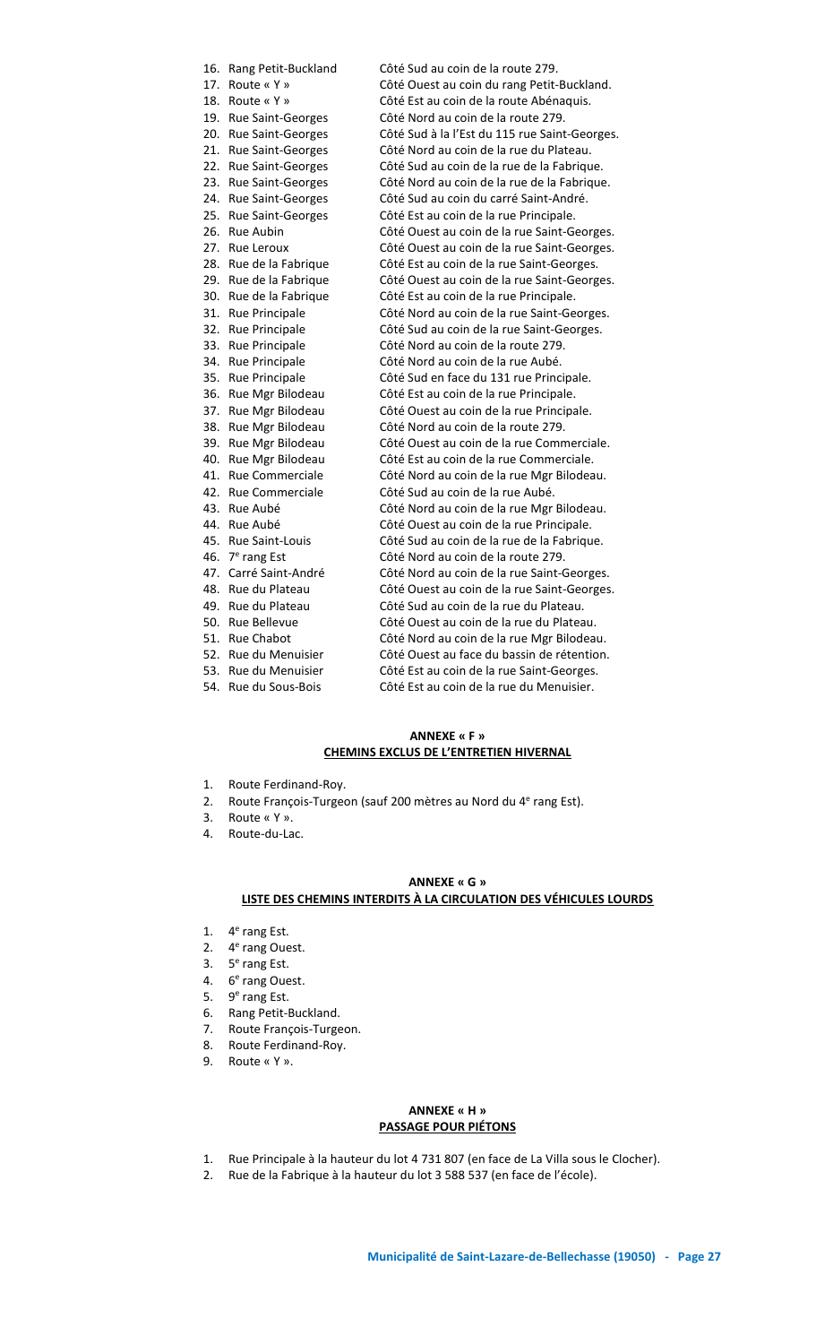16. Rang Petit-Buckland Côté Sud au coin de la route 279.
17. Route « Y » Côté Ouest au coin du rang Petit-Buckland.
18. Route « Y » Côté Est au coin de la route Abénaquis.
19. Rue Saint-Georges Côté Nord au coin de la route 279.
20. Rue Saint-Georges Côté Sud à la l'Est du 115 rue Saint-Georges.
21. Rue Saint-Georges Côté Nord au coin de la rue du Plateau.
22. Rue Saint-Georges Côté Sud au coin de la rue de la Fabrique.
23. Rue Saint-Georges Côté Nord au coin de la rue de la Fabrique.
24. Rue Saint-Georges Côté Sud au coin du carré Saint-André.
25. Rue Saint-Georges Côté Est au coin de la rue Principale.
26. Rue Aubin Côté Ouest au coin de la rue Saint-Georges.
27. Rue Leroux Côté Ouest au coin de la rue Saint-Georges.
28. Rue de la Fabrique Côté Est au coin de la rue Saint-Georges.
29. Rue de la Fabrique Côté Ouest au coin de la rue Saint-Georges.
30. Rue de la Fabrique Côté Est au coin de la rue Principale.
31. Rue Principale Côté Nord au coin de la rue Saint-Georges.
32. Rue Principale Côté Sud au coin de la rue Saint-Georges.
33. Rue Principale Côté Nord au coin de la route 279.
34. Rue Principale Côté Nord au coin de la rue Aubé.
35. Rue Principale Côté Sud en face du 131 rue Principale.
36. Rue Mgr Bilodeau Côté Est au coin de la rue Principale.
37. Rue Mgr Bilodeau Côté Ouest au coin de la rue Principale.
38. Rue Mgr Bilodeau Côté Nord au coin de la route 279.
39. Rue Mgr Bilodeau Côté Ouest au coin de la rue Commerciale.
40. Rue Mgr Bilodeau Côté Est au coin de la rue Commerciale.
41. Rue Commerciale Côté Nord au coin de la rue Mgr Bilodeau.
42. Rue Commerciale Côté Sud au coin de la rue Aubé.
43. Rue Aubé Côté Nord au coin de la rue Mgr Bilodeau.
44. Rue Aubé Côté Ouest au coin de la rue Principale.
45. Rue Saint-Louis Côté Sud au coin de la rue de la Fabrique.
46. 7e rang Est Côté Nord au coin de la route 279.
47. Carré Saint-André Côté Nord au coin de la rue Saint-Georges.
48. Rue du Plateau Côté Ouest au coin de la rue Saint-Georges.
49. Rue du Plateau Côté Sud au coin de la rue du Plateau.
50. Rue Bellevue Côté Ouest au coin de la rue du Plateau.
51. Rue Chabot Côté Nord au coin de la rue Mgr Bilodeau.
52. Rue du Menuisier Côté Ouest au face du bassin de rétention.
53. Rue du Menuisier Côté Est au coin de la rue Saint-Georges.
54. Rue du Sous-Bois Côté Est au coin de la rue du Menuisier.

## ANNEXE « F »
## CHEMINS EXCLUS DE L'ENTRETIEN HIVERNAL

1. Route Ferdinand-Roy.
2. Route François-Turgeon (sauf 200 mètres au Nord du 4e rang Est).
3. Route « Y ».
4. Route-du-Lac.

## ANNEXE « G »
## LISTE DES CHEMINS INTERDITS À LA CIRCULATION DES VÉHICULES LOURDS

1. 4e rang Est.
2. 4e rang Ouest.
3. 5e rang Est.
4. 6e rang Ouest.
5. 9e rang Est.
6. Rang Petit-Buckland.
7. Route François-Turgeon.
8. Route Ferdinand-Roy.
9. Route « Y ».

## ANNEXE « H »
## PASSAGE POUR PIÉTONS

1. Rue Principale à la hauteur du lot 4 731 807 (en face de La Villa sous le Clocher).
2. Rue de la Fabrique à la hauteur du lot 3 588 537 (en face de l'école).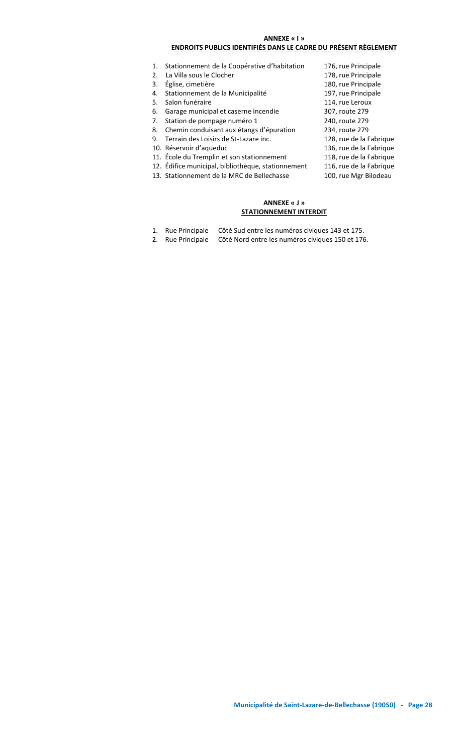## ANNEXE « I »

## ENDROITS PUBLICS IDENTIFIÉS DANS LE CADRE DU PRÉSENT RÈGLEMENT

| | | |
|---|---|---|
| 1. | Stationnement de la Coopérative d'habitation | 176, rue Principale |
| 2. | La Villa sous le Clocher | 178, rue Principale |
| 3. | Église, cimetière | 180, rue Principale |
| 4. | Stationnement de la Municipalité | 197, rue Principale |
| 5. | Salon funéraire | 114, rue Leroux |
| 6. | Garage municipal et caserne incendie | 307, route 279 |
| 7. | Station de pompage numéro 1 | 240, route 279 |
| 8. | Chemin conduisant aux étangs d'épuration | 234, route 279 |
| 9. | Terrain des Loisirs de St-Lazare inc. | 128, rue de la Fabrique |
| 10. | Réservoir d'aqueduc | 136, rue de la Fabrique |
| 11. | École du Tremplin et son stationnement | 118, rue de la Fabrique |
| 12. | Édifice municipal, bibliothèque, stationnement | 116, rue de la Fabrique |
| 13. | Stationnement de la MRC de Bellechasse | 100, rue Mgr Bilodeau |

## ANNEXE « J »

## STATIONNEMENT INTERDIT

| | | |
|---|---|---|
| 1. | Rue Principale | Côté Sud entre les numéros civiques 143 et 175. |
| 2. | Rue Principale | Côté Nord entre les numéros civiques 150 et 176. |